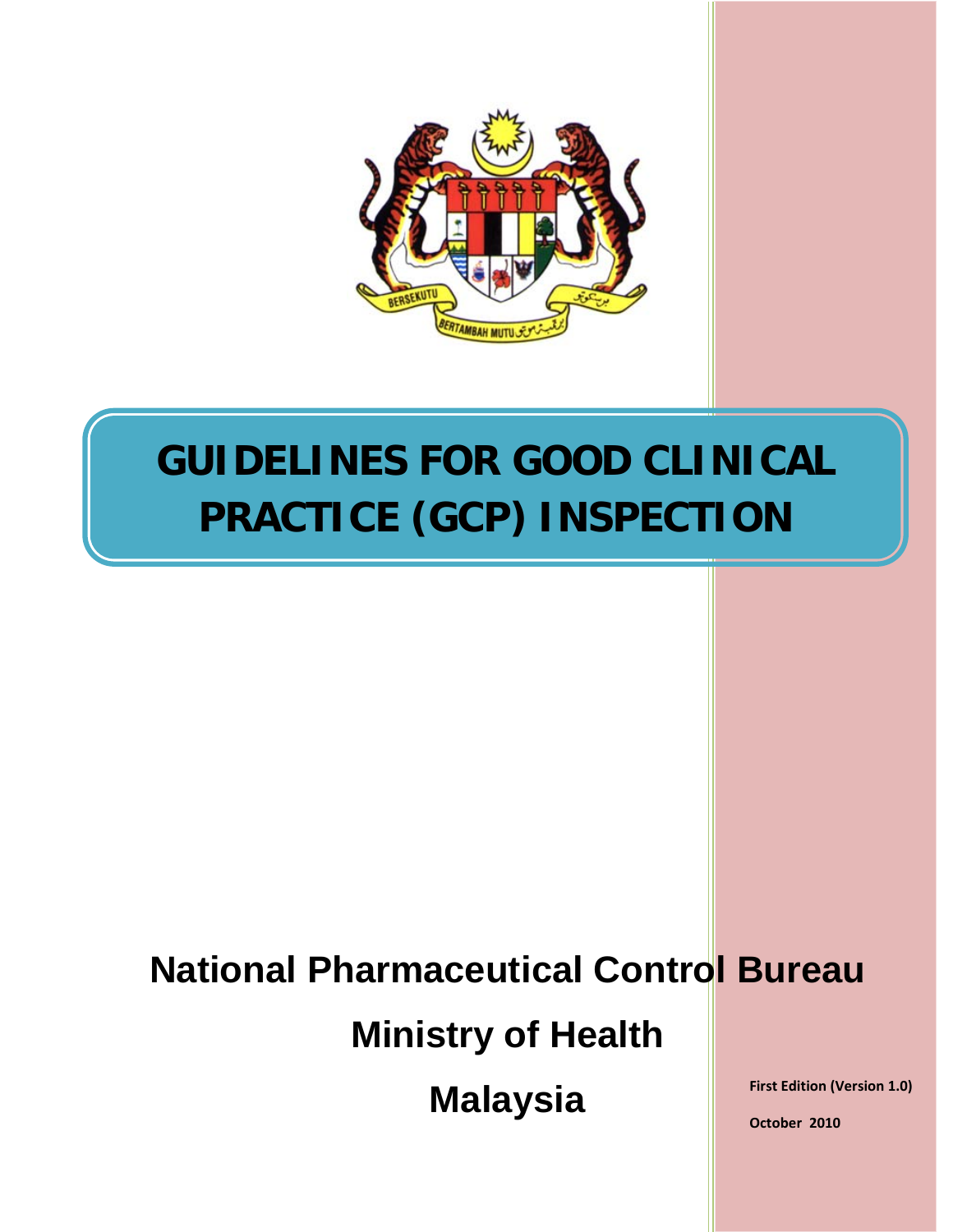# GUIDELINES FOR GOOD CLINICAL PRACTICE (GCP) INSPECTION

**National Pharmaceutical Control Bureau**

**Ministry of Health**

**Malaysia**

**First Edition (Version 1.0)**

**October 2010**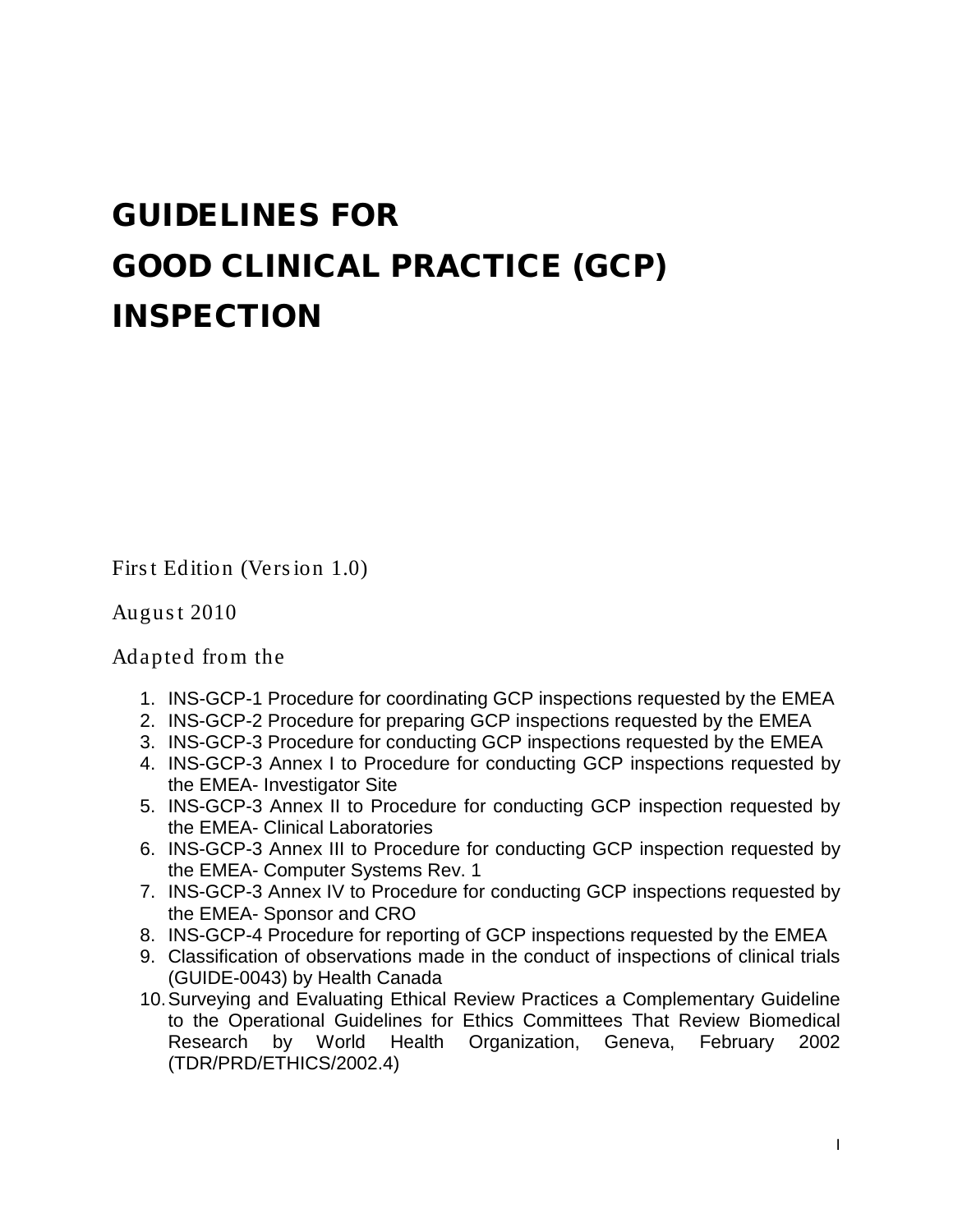# GUIDELINES FOR GOOD CLINICAL PRACTICE (GCP) INSPECTION

First Edition (Version 1.0)

August 2010

Adapted from the

1. INS-GCP-1 Procedure for coordinating GCP inspections requested by the EMEA
2. INS-GCP-2 Procedure for preparing GCP inspections requested by the EMEA
3. INS-GCP-3 Procedure for conducting GCP inspections requested by the EMEA
4. INS-GCP-3 Annex I to Procedure for conducting GCP inspections requested by the EMEA- Investigator Site
5. INS-GCP-3 Annex II to Procedure for conducting GCP inspection requested by the EMEA- Clinical Laboratories
6. INS-GCP-3 Annex III to Procedure for conducting GCP inspection requested by the EMEA- Computer Systems Rev. 1
7. INS-GCP-3 Annex IV to Procedure for conducting GCP inspections requested by the EMEA- Sponsor and CRO
8. INS-GCP-4 Procedure for reporting of GCP inspections requested by the EMEA
9. Classification of observations made in the conduct of inspections of clinical trials (GUIDE-0043) by Health Canada
10. Surveying and Evaluating Ethical Review Practices a Complementary Guideline to the Operational Guidelines for Ethics Committees That Review Biomedical Research by World Health Organization, Geneva, February 2002 (TDR/PRD/ETHICS/2002.4)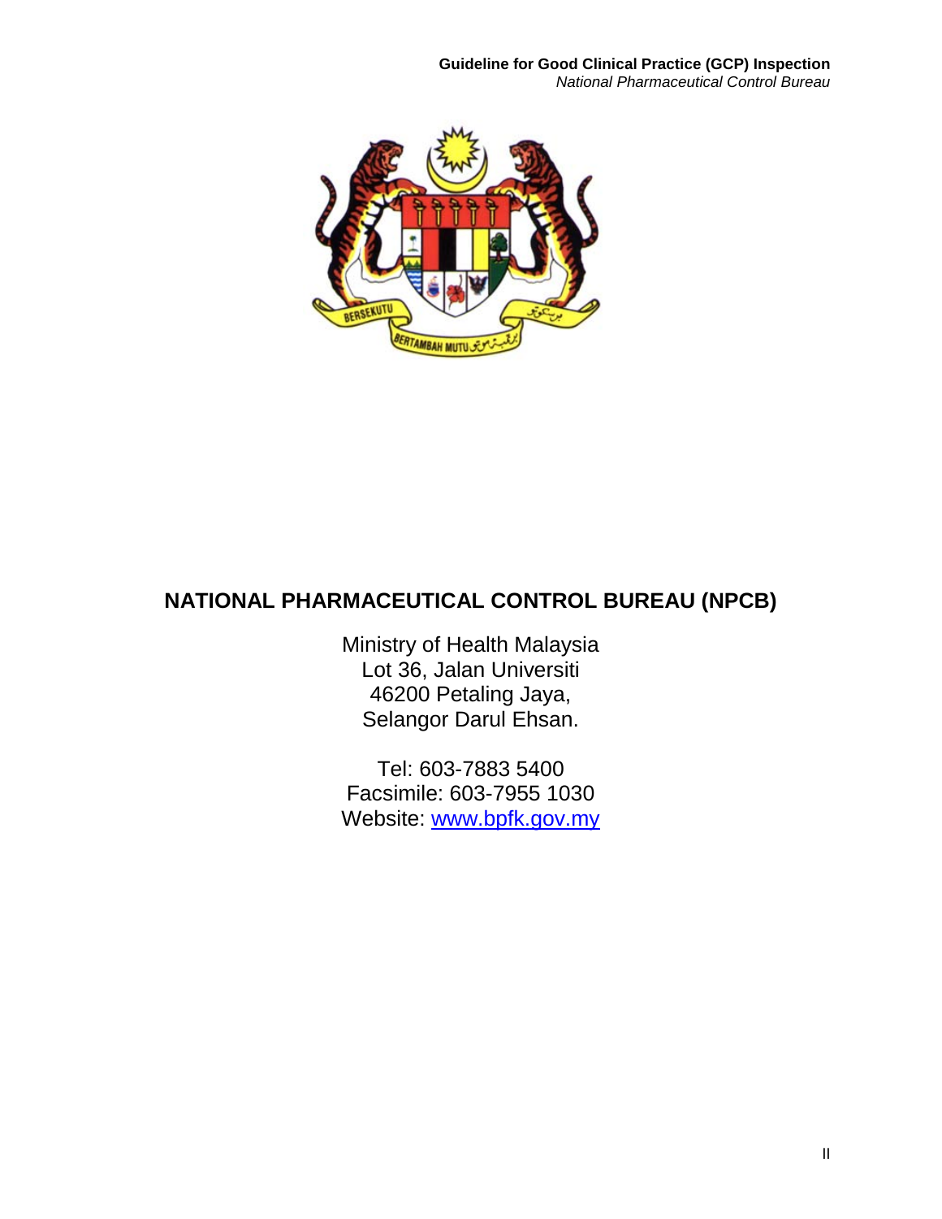# NATIONAL PHARMACEUTICAL CONTROL BUREAU (NPCB)

Ministry of Health Malaysia
Lot 36, Jalan Universiti
46200 Petaling Jaya,
Selangor Darul Ehsan.

Tel: 603-7883 5400
Facsimile: 603-7955 1030
Website: www.bpfk.gov.my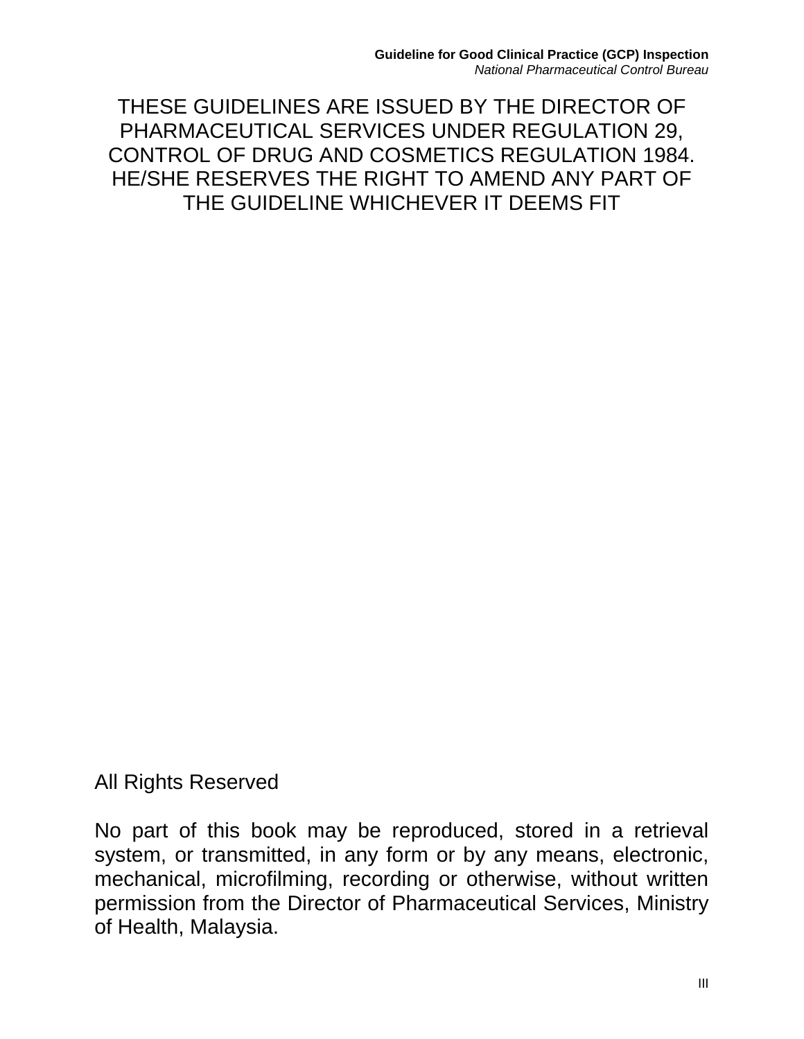THESE GUIDELINES ARE ISSUED BY THE DIRECTOR OF PHARMACEUTICAL SERVICES UNDER REGULATION 29, CONTROL OF DRUG AND COSMETICS REGULATION 1984. HE/SHE RESERVES THE RIGHT TO AMEND ANY PART OF THE GUIDELINE WHICHEVER IT DEEMS FIT

All Rights Reserved

No part of this book may be reproduced, stored in a retrieval system, or transmitted, in any form or by any means, electronic, mechanical, microfilming, recording or otherwise, without written permission from the Director of Pharmaceutical Services, Ministry of Health, Malaysia.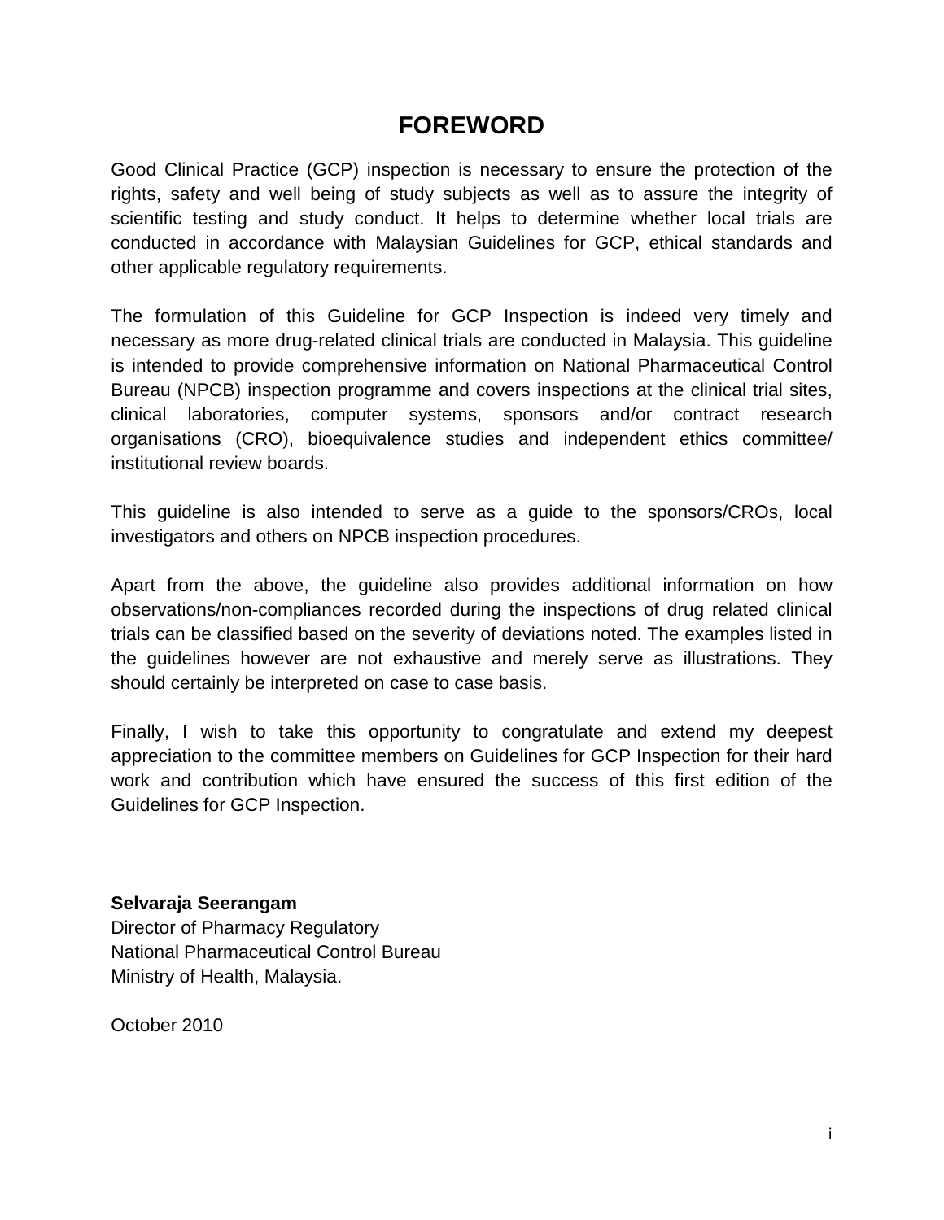# FOREWORD

Good Clinical Practice (GCP) inspection is necessary to ensure the protection of the rights, safety and well being of study subjects as well as to assure the integrity of scientific testing and study conduct. It helps to determine whether local trials are conducted in accordance with Malaysian Guidelines for GCP, ethical standards and other applicable regulatory requirements.

The formulation of this Guideline for GCP Inspection is indeed very timely and necessary as more drug-related clinical trials are conducted in Malaysia. This guideline is intended to provide comprehensive information on National Pharmaceutical Control Bureau (NPCB) inspection programme and covers inspections at the clinical trial sites, clinical laboratories, computer systems, sponsors and/or contract research organisations (CRO), bioequivalence studies and independent ethics committee/ institutional review boards.

This guideline is also intended to serve as a guide to the sponsors/CROs, local investigators and others on NPCB inspection procedures.

Apart from the above, the guideline also provides additional information on how observations/non-compliances recorded during the inspections of drug related clinical trials can be classified based on the severity of deviations noted. The examples listed in the guidelines however are not exhaustive and merely serve as illustrations. They should certainly be interpreted on case to case basis.

Finally, I wish to take this opportunity to congratulate and extend my deepest appreciation to the committee members on Guidelines for GCP Inspection for their hard work and contribution which have ensured the success of this first edition of the Guidelines for GCP Inspection.

**Selvaraja Seerangam**
Director of Pharmacy Regulatory
National Pharmaceutical Control Bureau
Ministry of Health, Malaysia.

October 2010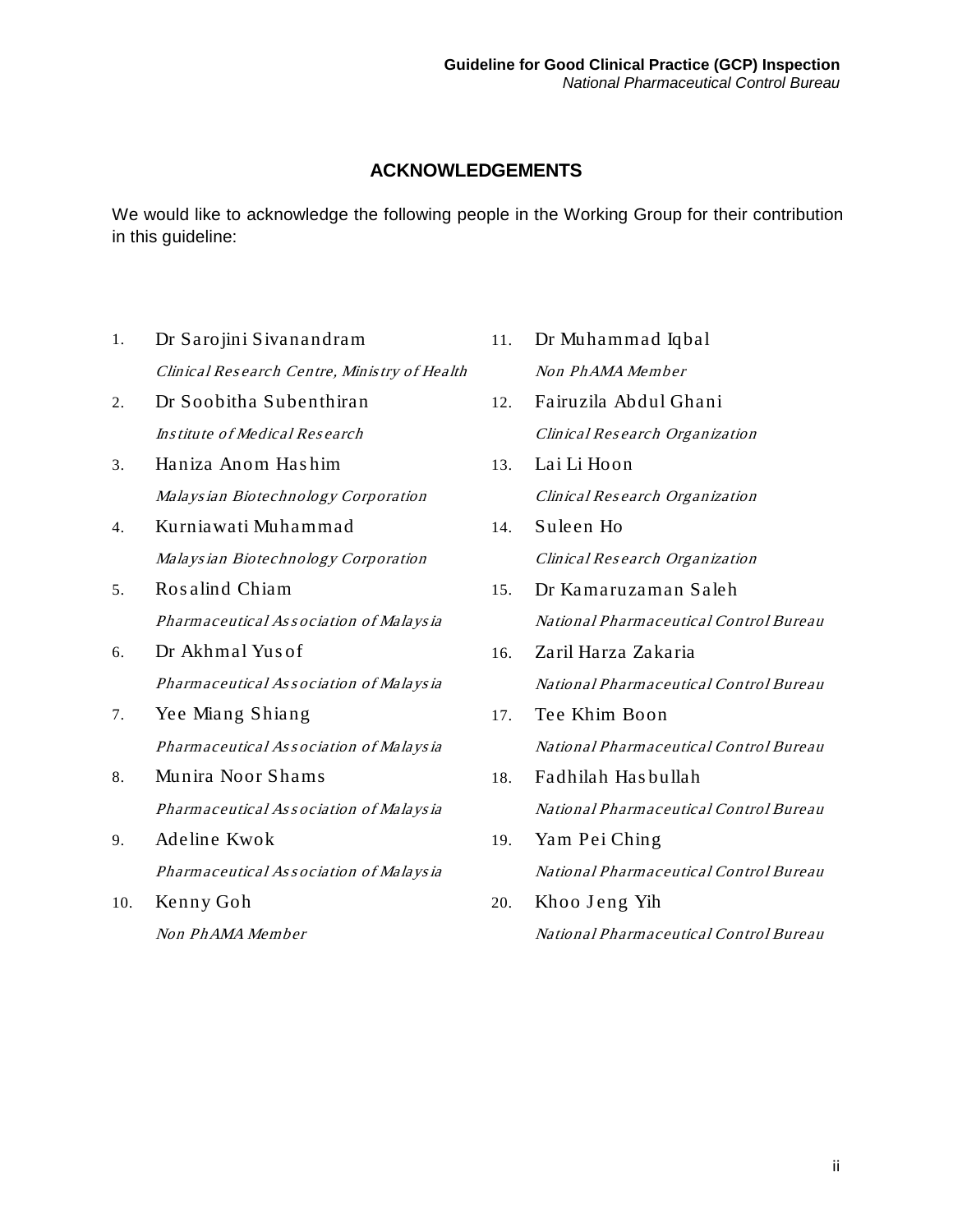## ACKNOWLEDGEMENTS

We would like to acknowledge the following people in the Working Group for their contribution in this guideline:

1. Dr Sarojini Sivanandram
   *Clinical Research Centre, Ministry of Health*
2. Dr Soobitha Subenthiran
   *Institute of Medical Research*
3. Haniza Anom Hashim
   *Malaysian Biotechnology Corporation*
4. Kurniawati Muhammad
   *Malaysian Biotechnology Corporation*
5. Rosalind Chiam
   *Pharmaceutical Association of Malaysia*
6. Dr Akhmal Yusof
   *Pharmaceutical Association of Malaysia*
7. Yee Miang Shiang
   *Pharmaceutical Association of Malaysia*
8. Munira Noor Shams
   *Pharmaceutical Association of Malaysia*
9. Adeline Kwok
   *Pharmaceutical Association of Malaysia*
10. Kenny Goh
    *Non PhAMA Member*
11. Dr Muhammad Iqbal
    *Non PhAMA Member*
12. Fairuzila Abdul Ghani
    *Clinical Research Organization*
13. Lai Li Hoon
    *Clinical Research Organization*
14. Suleen Ho
    *Clinical Research Organization*
15. Dr Kamaruzaman Saleh
    *National Pharmaceutical Control Bureau*
16. Zaril Harza Zakaria
    *National Pharmaceutical Control Bureau*
17. Tee Khim Boon
    *National Pharmaceutical Control Bureau*
18. Fadhilah Hasbullah
    *National Pharmaceutical Control Bureau*
19. Yam Pei Ching
    *National Pharmaceutical Control Bureau*
20. Khoo Jeng Yih
    *National Pharmaceutical Control Bureau*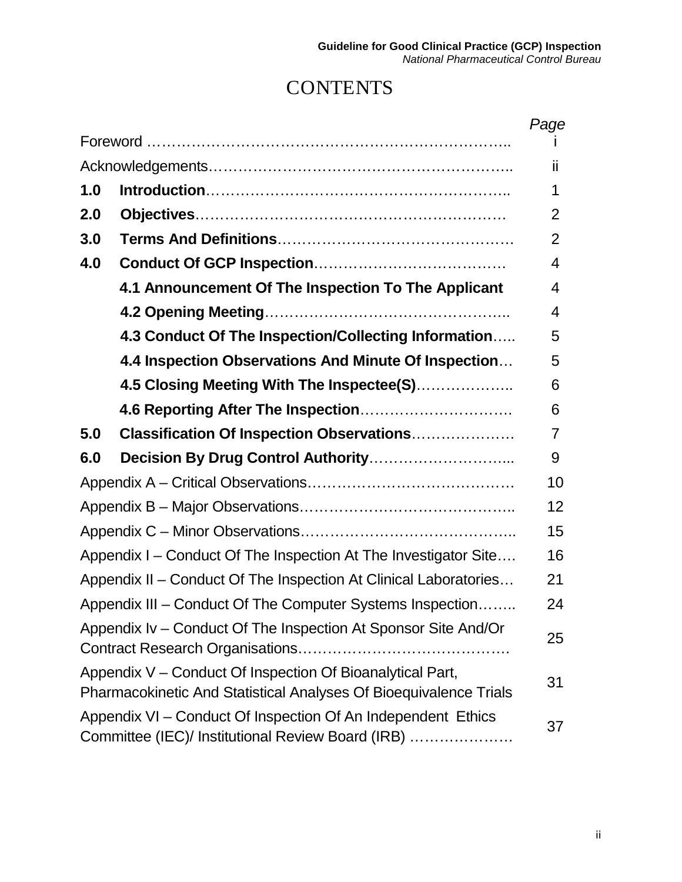# CONTENTS

| | | Page |
|---|---|---|
| Foreword …………………………………………………………….. | | i |
| Acknowledgements……………………………………………….. | | ii |
| **1.0** | **Introduction**…………………………………………………….. | 1 |
| **2.0** | **Objectives**…………………………………………………… | 2 |
| **3.0** | **Terms And Definitions**……………………………………… | 2 |
| **4.0** | **Conduct Of GCP Inspection**……………………………… | 4 |
| | **4.1 Announcement Of The Inspection To The Applicant** | 4 |
| | **4.2 Opening Meeting**………………………………………….. | 4 |
| | **4.3 Conduct Of The Inspection/Collecting Information**….. | 5 |
| | **4.4 Inspection Observations And Minute Of Inspection**… | 5 |
| | **4.5 Closing Meeting With The Inspectee(S)**……………….. | 6 |
| | **4.6 Reporting After The Inspection**…………………………. | 6 |
| **5.0** | **Classification Of Inspection Observations**………………… | 7 |
| **6.0** | **Decision By Drug Control Authority**………………………... | 9 |
| Appendix A – Critical Observations…………………………………… | | 10 |
| Appendix B – Major Observations…………………………………….. | | 12 |
| Appendix C – Minor Observations……………………………………... | | 15 |
| Appendix I – Conduct Of The Inspection At The Investigator Site…. | | 16 |
| Appendix II – Conduct Of The Inspection At Clinical Laboratories… | | 21 |
| Appendix III – Conduct Of The Computer Systems Inspection…….. | | 24 |
| Appendix Iv – Conduct Of The Inspection At Sponsor Site And/Or Contract Research Organisations……………………………………. | | 25 |
| Appendix V – Conduct Of Inspection Of Bioanalytical Part, Pharmacokinetic And Statistical Analyses Of Bioequivalence Trials | | 31 |
| Appendix VI – Conduct Of Inspection Of An Independent Ethics Committee (IEC)/ Institutional Review Board (IRB) ………………… | | 37 |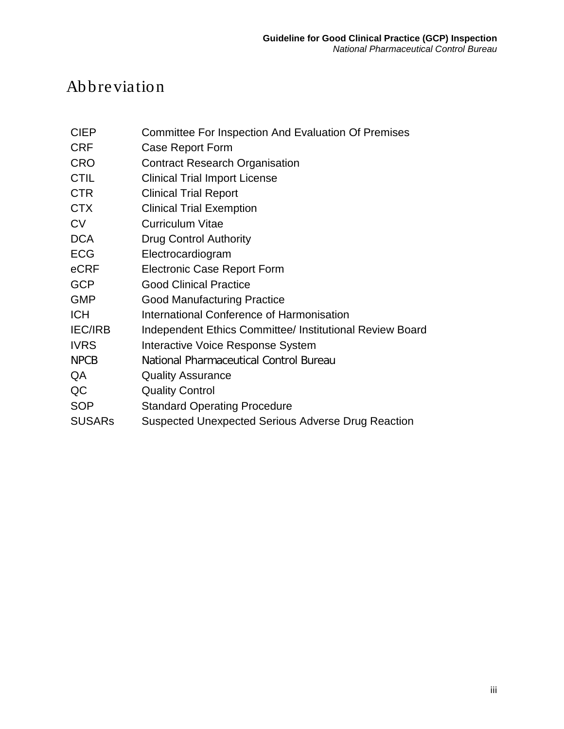# Abbreviation

| | |
|---|---|
| CIEP | Committee For Inspection And Evaluation Of Premises |
| CRF | Case Report Form |
| CRO | Contract Research Organisation |
| CTIL | Clinical Trial Import License |
| CTR | Clinical Trial Report |
| CTX | Clinical Trial Exemption |
| CV | Curriculum Vitae |
| DCA | Drug Control Authority |
| ECG | Electrocardiogram |
| eCRF | Electronic Case Report Form |
| GCP | Good Clinical Practice |
| GMP | Good Manufacturing Practice |
| ICH | International Conference of Harmonisation |
| IEC/IRB | Independent Ethics Committee/ Institutional Review Board |
| IVRS | Interactive Voice Response System |
| NPCB | National Pharmaceutical Control Bureau |
| QA | Quality Assurance |
| QC | Quality Control |
| SOP | Standard Operating Procedure |
| SUSARs | Suspected Unexpected Serious Adverse Drug Reaction |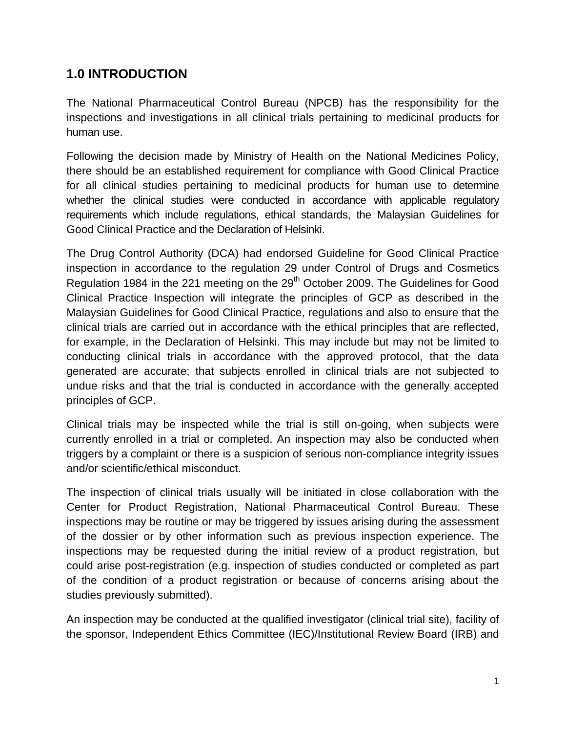## 1.0 INTRODUCTION

The National Pharmaceutical Control Bureau (NPCB) has the responsibility for the inspections and investigations in all clinical trials pertaining to medicinal products for human use.

Following the decision made by Ministry of Health on the National Medicines Policy, there should be an established requirement for compliance with Good Clinical Practice for all clinical studies pertaining to medicinal products for human use to determine whether the clinical studies were conducted in accordance with applicable regulatory requirements which include regulations, ethical standards, the Malaysian Guidelines for Good Clinical Practice and the Declaration of Helsinki.

The Drug Control Authority (DCA) had endorsed Guideline for Good Clinical Practice inspection in accordance to the regulation 29 under Control of Drugs and Cosmetics Regulation 1984 in the 221 meeting on the 29th October 2009. The Guidelines for Good Clinical Practice Inspection will integrate the principles of GCP as described in the Malaysian Guidelines for Good Clinical Practice, regulations and also to ensure that the clinical trials are carried out in accordance with the ethical principles that are reflected, for example, in the Declaration of Helsinki. This may include but may not be limited to conducting clinical trials in accordance with the approved protocol, that the data generated are accurate; that subjects enrolled in clinical trials are not subjected to undue risks and that the trial is conducted in accordance with the generally accepted principles of GCP.

Clinical trials may be inspected while the trial is still on-going, when subjects were currently enrolled in a trial or completed. An inspection may also be conducted when triggers by a complaint or there is a suspicion of serious non-compliance integrity issues and/or scientific/ethical misconduct.

The inspection of clinical trials usually will be initiated in close collaboration with the Center for Product Registration, National Pharmaceutical Control Bureau. These inspections may be routine or may be triggered by issues arising during the assessment of the dossier or by other information such as previous inspection experience. The inspections may be requested during the initial review of a product registration, but could arise post-registration (e.g. inspection of studies conducted or completed as part of the condition of a product registration or because of concerns arising about the studies previously submitted).

An inspection may be conducted at the qualified investigator (clinical trial site), facility of the sponsor, Independent Ethics Committee (IEC)/Institutional Review Board (IRB) and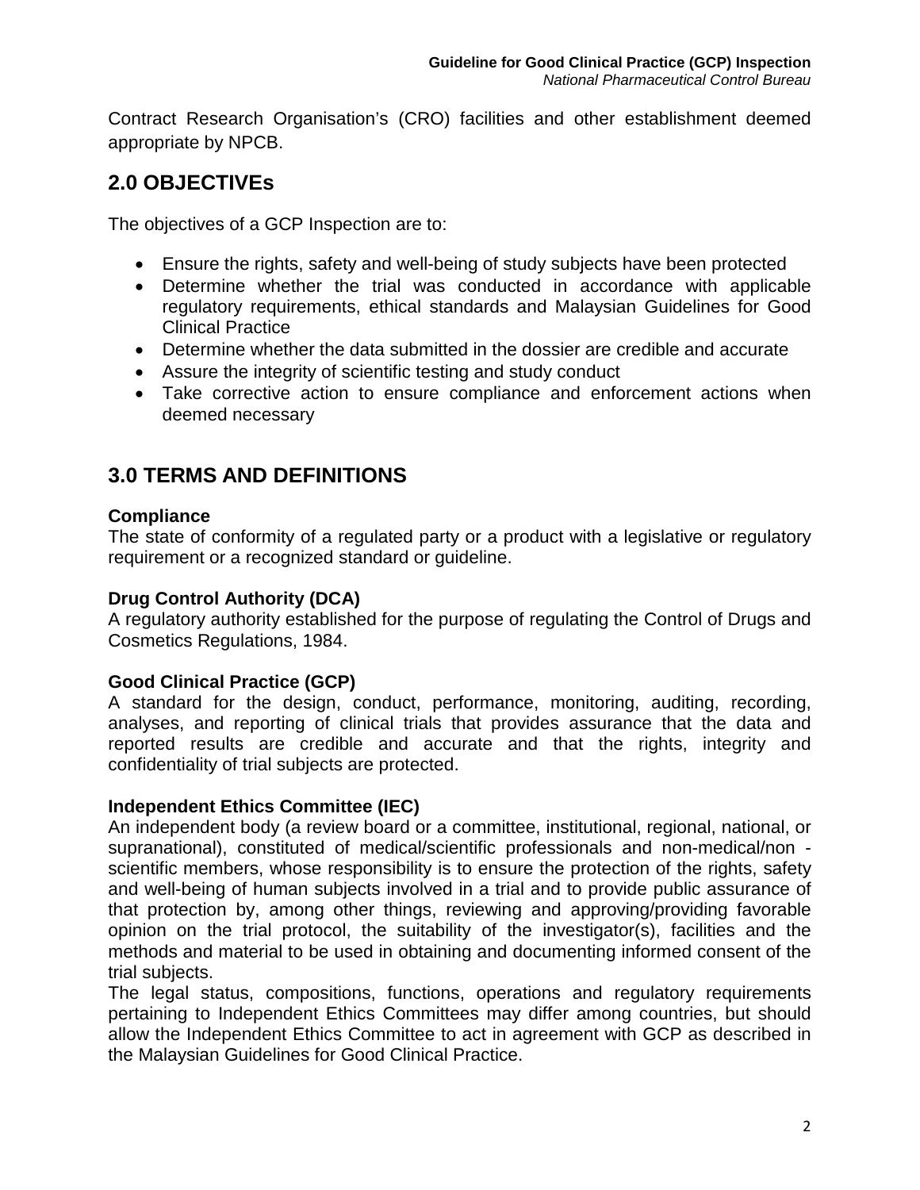Contract Research Organisation's (CRO) facilities and other establishment deemed appropriate by NPCB.

## 2.0 OBJECTIVEs

The objectives of a GCP Inspection are to:

- Ensure the rights, safety and well-being of study subjects have been protected
- Determine whether the trial was conducted in accordance with applicable regulatory requirements, ethical standards and Malaysian Guidelines for Good Clinical Practice
- Determine whether the data submitted in the dossier are credible and accurate
- Assure the integrity of scientific testing and study conduct
- Take corrective action to ensure compliance and enforcement actions when deemed necessary

## 3.0 TERMS AND DEFINITIONS

**Compliance**
The state of conformity of a regulated party or a product with a legislative or regulatory requirement or a recognized standard or guideline.

**Drug Control Authority (DCA)**
A regulatory authority established for the purpose of regulating the Control of Drugs and Cosmetics Regulations, 1984.

**Good Clinical Practice (GCP)**
A standard for the design, conduct, performance, monitoring, auditing, recording, analyses, and reporting of clinical trials that provides assurance that the data and reported results are credible and accurate and that the rights, integrity and confidentiality of trial subjects are protected.

**Independent Ethics Committee (IEC)**
An independent body (a review board or a committee, institutional, regional, national, or supranational), constituted of medical/scientific professionals and non-medical/non - scientific members, whose responsibility is to ensure the protection of the rights, safety and well-being of human subjects involved in a trial and to provide public assurance of that protection by, among other things, reviewing and approving/providing favorable opinion on the trial protocol, the suitability of the investigator(s), facilities and the methods and material to be used in obtaining and documenting informed consent of the trial subjects.
The legal status, compositions, functions, operations and regulatory requirements pertaining to Independent Ethics Committees may differ among countries, but should allow the Independent Ethics Committee to act in agreement with GCP as described in the Malaysian Guidelines for Good Clinical Practice.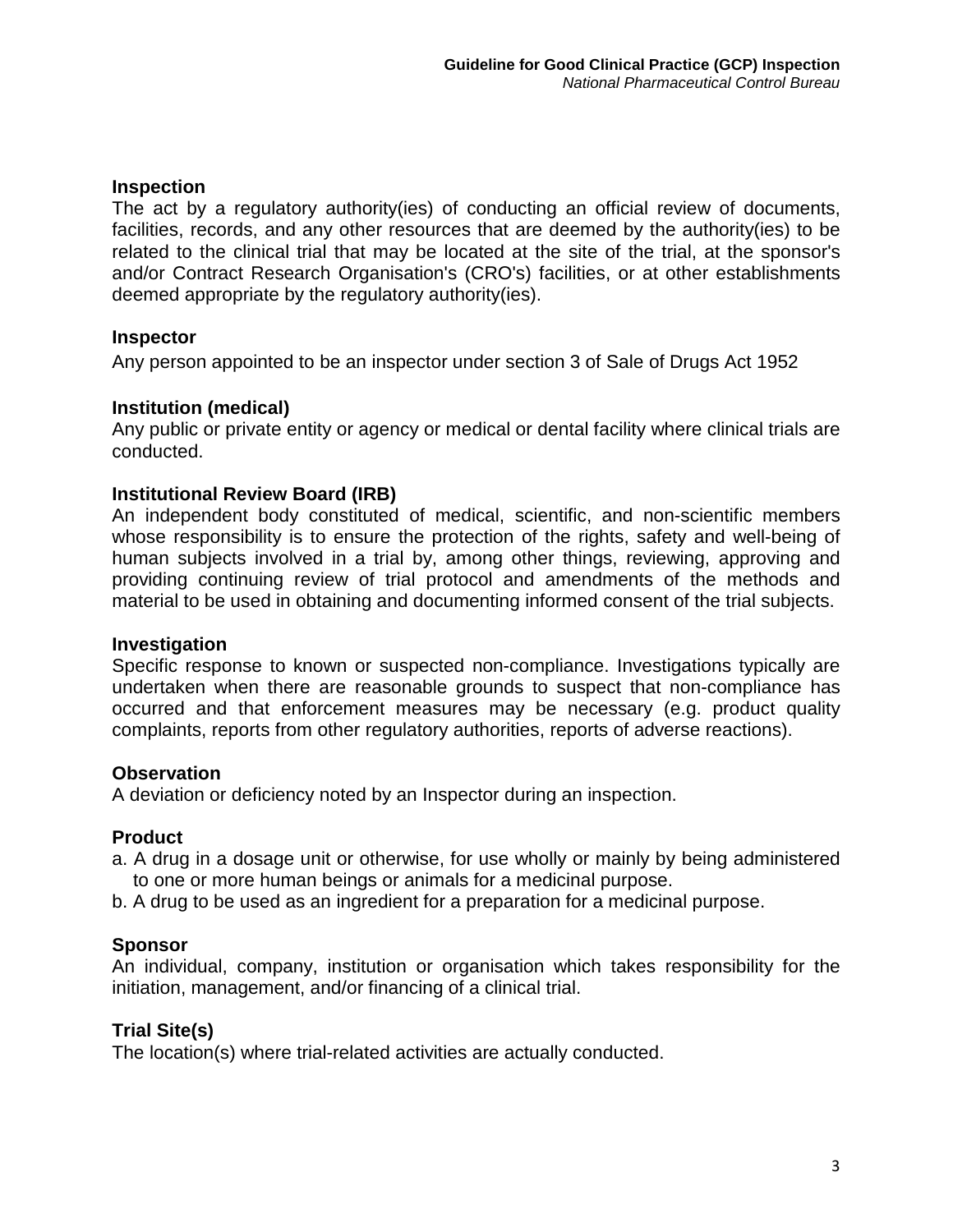**Inspection**

The act by a regulatory authority(ies) of conducting an official review of documents, facilities, records, and any other resources that are deemed by the authority(ies) to be related to the clinical trial that may be located at the site of the trial, at the sponsor's and/or Contract Research Organisation's (CRO's) facilities, or at other establishments deemed appropriate by the regulatory authority(ies).

**Inspector**

Any person appointed to be an inspector under section 3 of Sale of Drugs Act 1952

**Institution (medical)**

Any public or private entity or agency or medical or dental facility where clinical trials are conducted.

**Institutional Review Board (IRB)**

An independent body constituted of medical, scientific, and non-scientific members whose responsibility is to ensure the protection of the rights, safety and well-being of human subjects involved in a trial by, among other things, reviewing, approving and providing continuing review of trial protocol and amendments of the methods and material to be used in obtaining and documenting informed consent of the trial subjects.

**Investigation**

Specific response to known or suspected non-compliance. Investigations typically are undertaken when there are reasonable grounds to suspect that non-compliance has occurred and that enforcement measures may be necessary (e.g. product quality complaints, reports from other regulatory authorities, reports of adverse reactions).

**Observation**

A deviation or deficiency noted by an Inspector during an inspection.

**Product**

a. A drug in a dosage unit or otherwise, for use wholly or mainly by being administered to one or more human beings or animals for a medicinal purpose.
b. A drug to be used as an ingredient for a preparation for a medicinal purpose.

**Sponsor**

An individual, company, institution or organisation which takes responsibility for the initiation, management, and/or financing of a clinical trial.

**Trial Site(s)**

The location(s) where trial-related activities are actually conducted.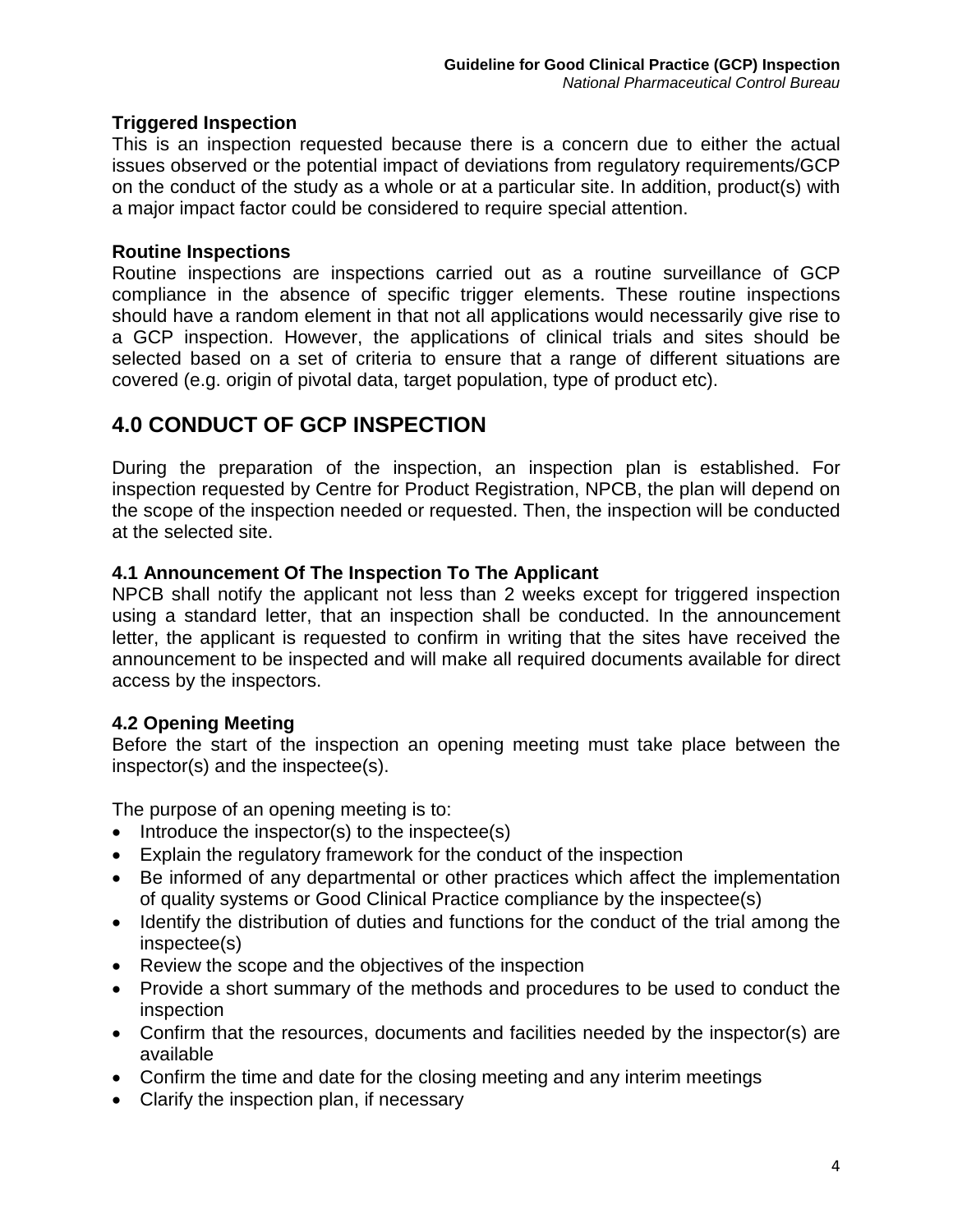**Triggered Inspection**

This is an inspection requested because there is a concern due to either the actual issues observed or the potential impact of deviations from regulatory requirements/GCP on the conduct of the study as a whole or at a particular site. In addition, product(s) with a major impact factor could be considered to require special attention.

**Routine Inspections**

Routine inspections are inspections carried out as a routine surveillance of GCP compliance in the absence of specific trigger elements. These routine inspections should have a random element in that not all applications would necessarily give rise to a GCP inspection. However, the applications of clinical trials and sites should be selected based on a set of criteria to ensure that a range of different situations are covered (e.g. origin of pivotal data, target population, type of product etc).

## 4.0 CONDUCT OF GCP INSPECTION

During the preparation of the inspection, an inspection plan is established. For inspection requested by Centre for Product Registration, NPCB, the plan will depend on the scope of the inspection needed or requested. Then, the inspection will be conducted at the selected site.

### 4.1 Announcement Of The Inspection To The Applicant

NPCB shall notify the applicant not less than 2 weeks except for triggered inspection using a standard letter, that an inspection shall be conducted. In the announcement letter, the applicant is requested to confirm in writing that the sites have received the announcement to be inspected and will make all required documents available for direct access by the inspectors.

### 4.2 Opening Meeting

Before the start of the inspection an opening meeting must take place between the inspector(s) and the inspectee(s).

The purpose of an opening meeting is to:

- Introduce the inspector(s) to the inspectee(s)
- Explain the regulatory framework for the conduct of the inspection
- Be informed of any departmental or other practices which affect the implementation of quality systems or Good Clinical Practice compliance by the inspectee(s)
- Identify the distribution of duties and functions for the conduct of the trial among the inspectee(s)
- Review the scope and the objectives of the inspection
- Provide a short summary of the methods and procedures to be used to conduct the inspection
- Confirm that the resources, documents and facilities needed by the inspector(s) are available
- Confirm the time and date for the closing meeting and any interim meetings
- Clarify the inspection plan, if necessary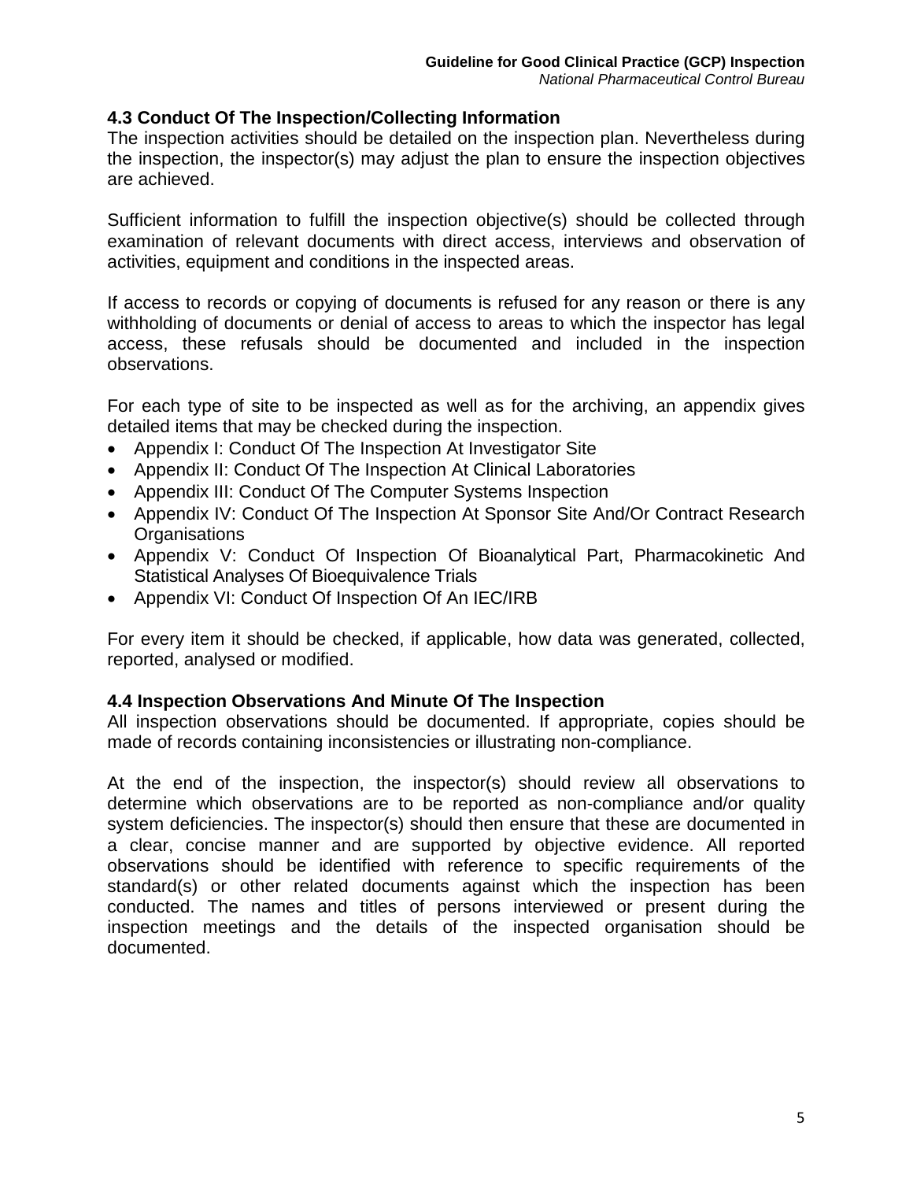### 4.3 Conduct Of The Inspection/Collecting Information

The inspection activities should be detailed on the inspection plan. Nevertheless during the inspection, the inspector(s) may adjust the plan to ensure the inspection objectives are achieved.

Sufficient information to fulfill the inspection objective(s) should be collected through examination of relevant documents with direct access, interviews and observation of activities, equipment and conditions in the inspected areas.

If access to records or copying of documents is refused for any reason or there is any withholding of documents or denial of access to areas to which the inspector has legal access, these refusals should be documented and included in the inspection observations.

For each type of site to be inspected as well as for the archiving, an appendix gives detailed items that may be checked during the inspection.

- Appendix I: Conduct Of The Inspection At Investigator Site
- Appendix II: Conduct Of The Inspection At Clinical Laboratories
- Appendix III: Conduct Of The Computer Systems Inspection
- Appendix IV: Conduct Of The Inspection At Sponsor Site And/Or Contract Research Organisations
- Appendix V: Conduct Of Inspection Of Bioanalytical Part, Pharmacokinetic And Statistical Analyses Of Bioequivalence Trials
- Appendix VI: Conduct Of Inspection Of An IEC/IRB

For every item it should be checked, if applicable, how data was generated, collected, reported, analysed or modified.

### 4.4 Inspection Observations And Minute Of The Inspection

All inspection observations should be documented. If appropriate, copies should be made of records containing inconsistencies or illustrating non-compliance.

At the end of the inspection, the inspector(s) should review all observations to determine which observations are to be reported as non-compliance and/or quality system deficiencies. The inspector(s) should then ensure that these are documented in a clear, concise manner and are supported by objective evidence. All reported observations should be identified with reference to specific requirements of the standard(s) or other related documents against which the inspection has been conducted. The names and titles of persons interviewed or present during the inspection meetings and the details of the inspected organisation should be documented.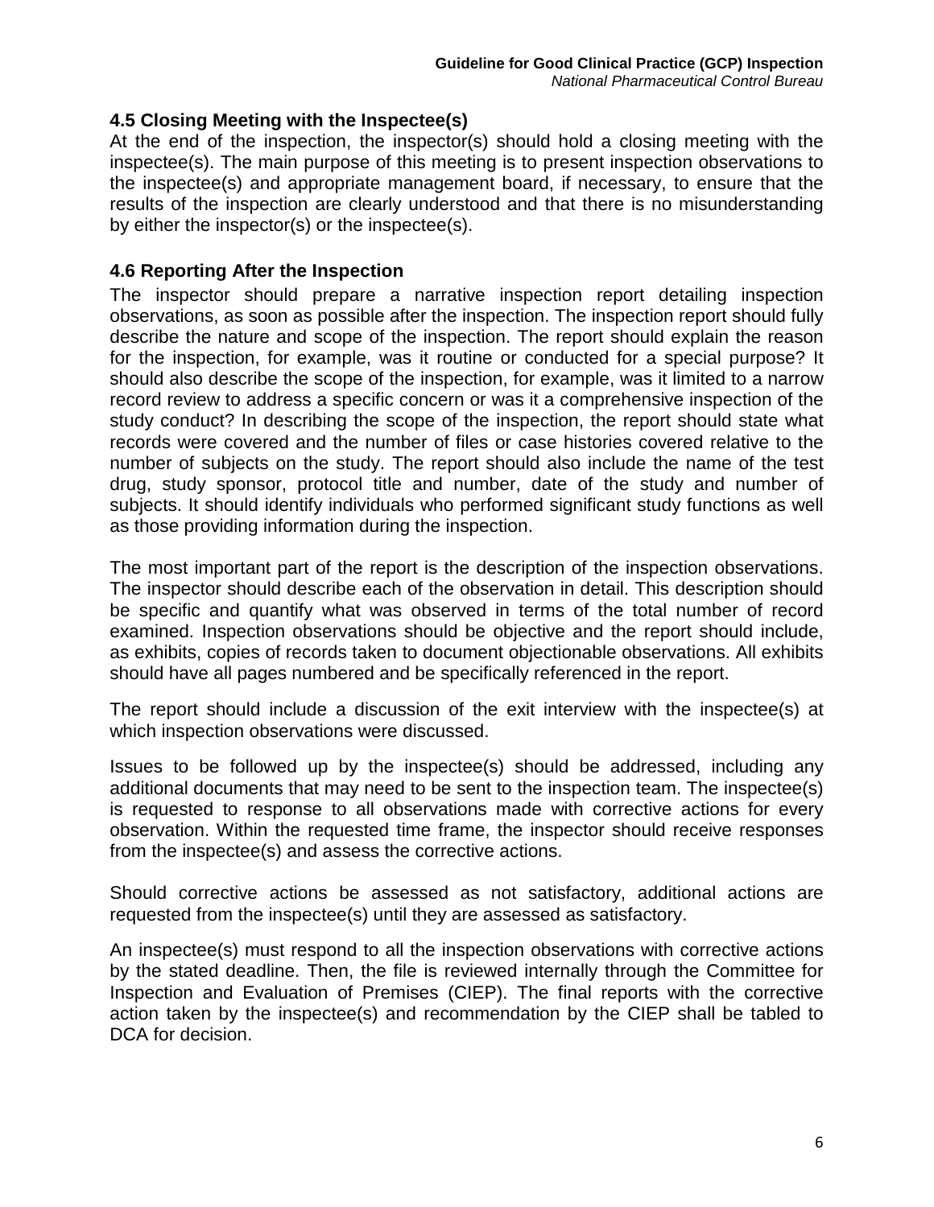### 4.5 Closing Meeting with the Inspectee(s)

At the end of the inspection, the inspector(s) should hold a closing meeting with the inspectee(s). The main purpose of this meeting is to present inspection observations to the inspectee(s) and appropriate management board, if necessary, to ensure that the results of the inspection are clearly understood and that there is no misunderstanding by either the inspector(s) or the inspectee(s).

### 4.6 Reporting After the Inspection

The inspector should prepare a narrative inspection report detailing inspection observations, as soon as possible after the inspection. The inspection report should fully describe the nature and scope of the inspection. The report should explain the reason for the inspection, for example, was it routine or conducted for a special purpose? It should also describe the scope of the inspection, for example, was it limited to a narrow record review to address a specific concern or was it a comprehensive inspection of the study conduct? In describing the scope of the inspection, the report should state what records were covered and the number of files or case histories covered relative to the number of subjects on the study. The report should also include the name of the test drug, study sponsor, protocol title and number, date of the study and number of subjects. It should identify individuals who performed significant study functions as well as those providing information during the inspection.

The most important part of the report is the description of the inspection observations. The inspector should describe each of the observation in detail. This description should be specific and quantify what was observed in terms of the total number of record examined. Inspection observations should be objective and the report should include, as exhibits, copies of records taken to document objectionable observations. All exhibits should have all pages numbered and be specifically referenced in the report.

The report should include a discussion of the exit interview with the inspectee(s) at which inspection observations were discussed.

Issues to be followed up by the inspectee(s) should be addressed, including any additional documents that may need to be sent to the inspection team. The inspectee(s) is requested to response to all observations made with corrective actions for every observation. Within the requested time frame, the inspector should receive responses from the inspectee(s) and assess the corrective actions.

Should corrective actions be assessed as not satisfactory, additional actions are requested from the inspectee(s) until they are assessed as satisfactory.

An inspectee(s) must respond to all the inspection observations with corrective actions by the stated deadline. Then, the file is reviewed internally through the Committee for Inspection and Evaluation of Premises (CIEP). The final reports with the corrective action taken by the inspectee(s) and recommendation by the CIEP shall be tabled to DCA for decision.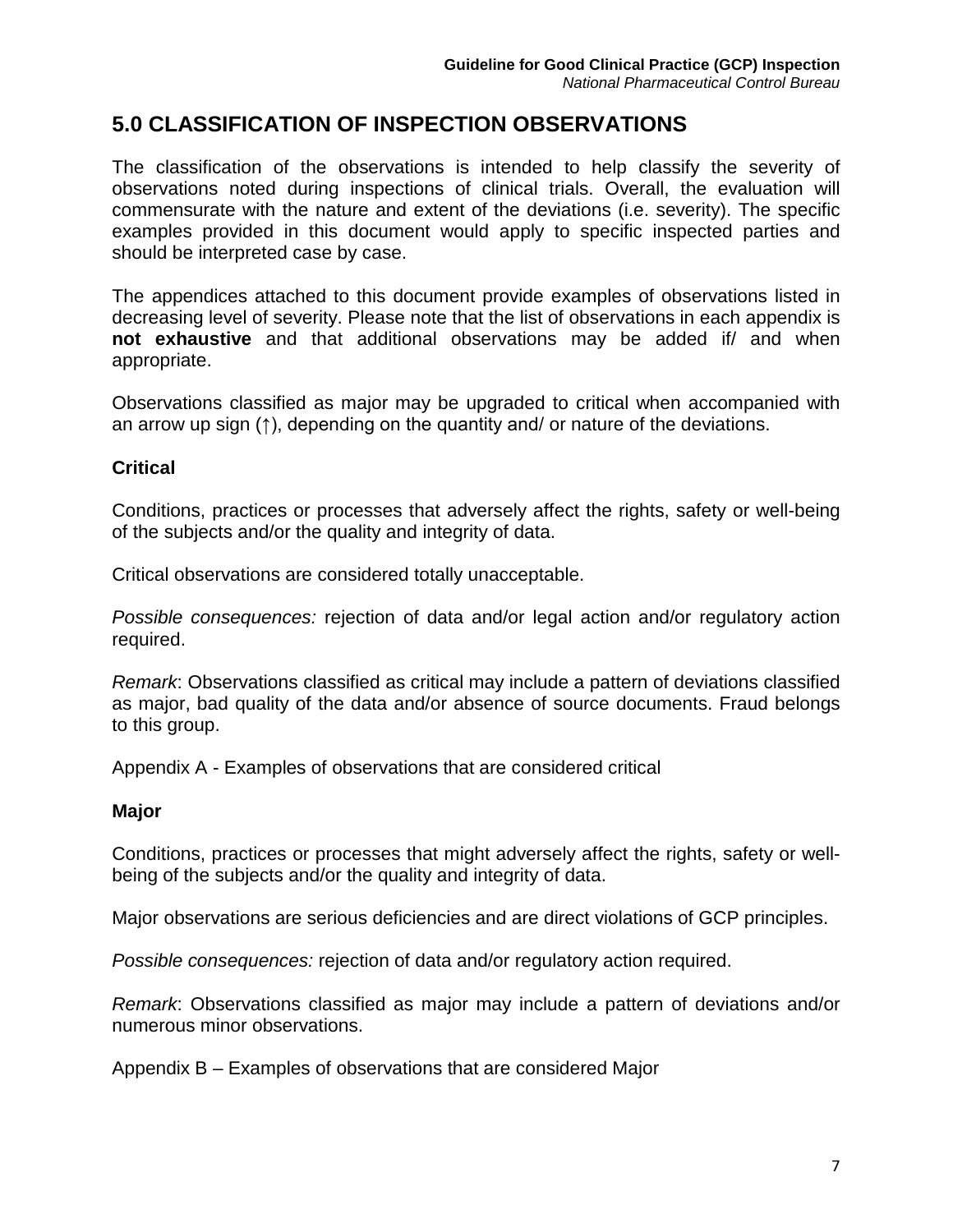## 5.0 CLASSIFICATION OF INSPECTION OBSERVATIONS

The classification of the observations is intended to help classify the severity of observations noted during inspections of clinical trials. Overall, the evaluation will commensurate with the nature and extent of the deviations (i.e. severity). The specific examples provided in this document would apply to specific inspected parties and should be interpreted case by case.

The appendices attached to this document provide examples of observations listed in decreasing level of severity. Please note that the list of observations in each appendix is **not exhaustive** and that additional observations may be added if/ and when appropriate.

Observations classified as major may be upgraded to critical when accompanied with an arrow up sign (↑), depending on the quantity and/ or nature of the deviations.

### Critical

Conditions, practices or processes that adversely affect the rights, safety or well-being of the subjects and/or the quality and integrity of data.

Critical observations are considered totally unacceptable.

*Possible consequences:* rejection of data and/or legal action and/or regulatory action required.

*Remark*: Observations classified as critical may include a pattern of deviations classified as major, bad quality of the data and/or absence of source documents. Fraud belongs to this group.

Appendix A - Examples of observations that are considered critical

### Major

Conditions, practices or processes that might adversely affect the rights, safety or well-being of the subjects and/or the quality and integrity of data.

Major observations are serious deficiencies and are direct violations of GCP principles.

*Possible consequences:* rejection of data and/or regulatory action required.

*Remark*: Observations classified as major may include a pattern of deviations and/or numerous minor observations.

Appendix B – Examples of observations that are considered Major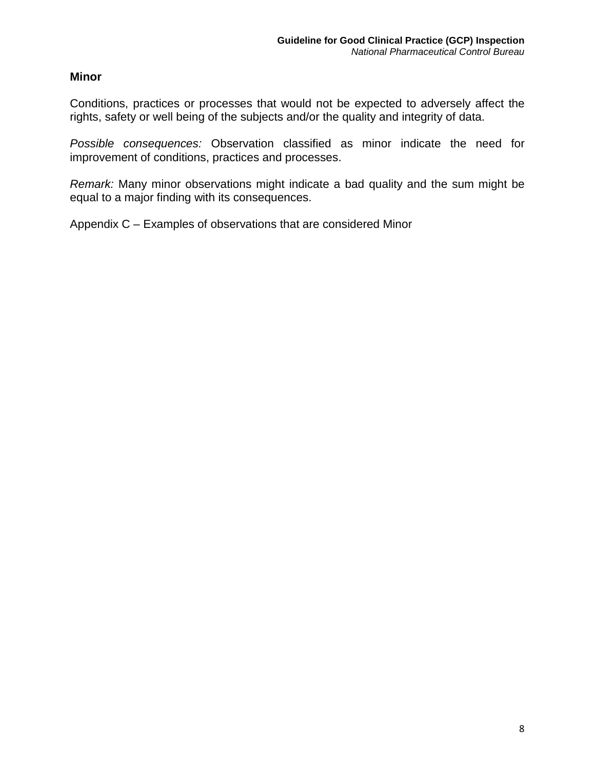**Minor**

Conditions, practices or processes that would not be expected to adversely affect the rights, safety or well being of the subjects and/or the quality and integrity of data.

*Possible consequences:* Observation classified as minor indicate the need for improvement of conditions, practices and processes.

*Remark:* Many minor observations might indicate a bad quality and the sum might be equal to a major finding with its consequences.

Appendix C – Examples of observations that are considered Minor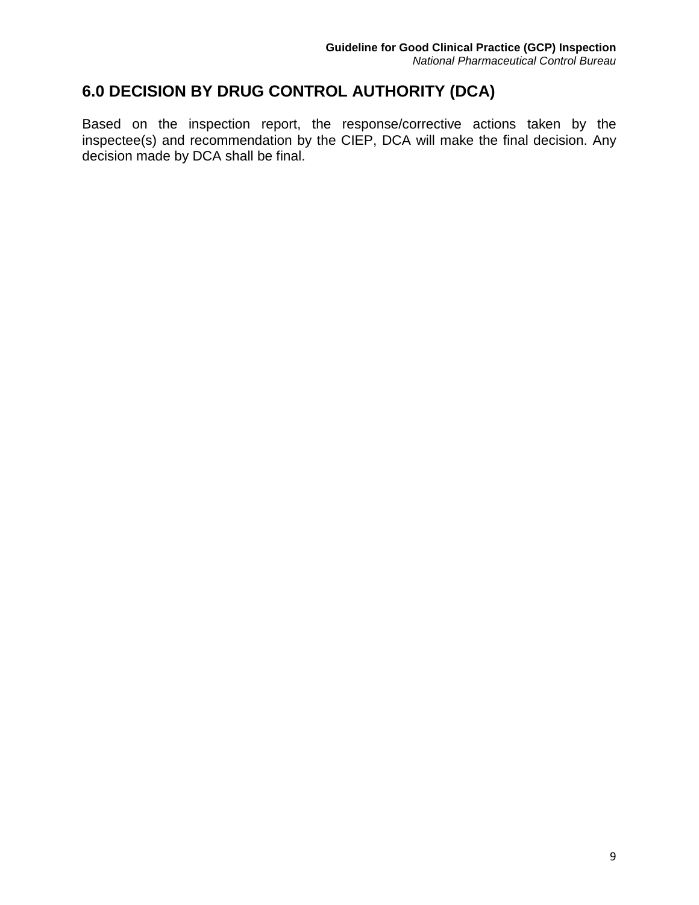## 6.0 DECISION BY DRUG CONTROL AUTHORITY (DCA)

Based on the inspection report, the response/corrective actions taken by the inspectee(s) and recommendation by the CIEP, DCA will make the final decision. Any decision made by DCA shall be final.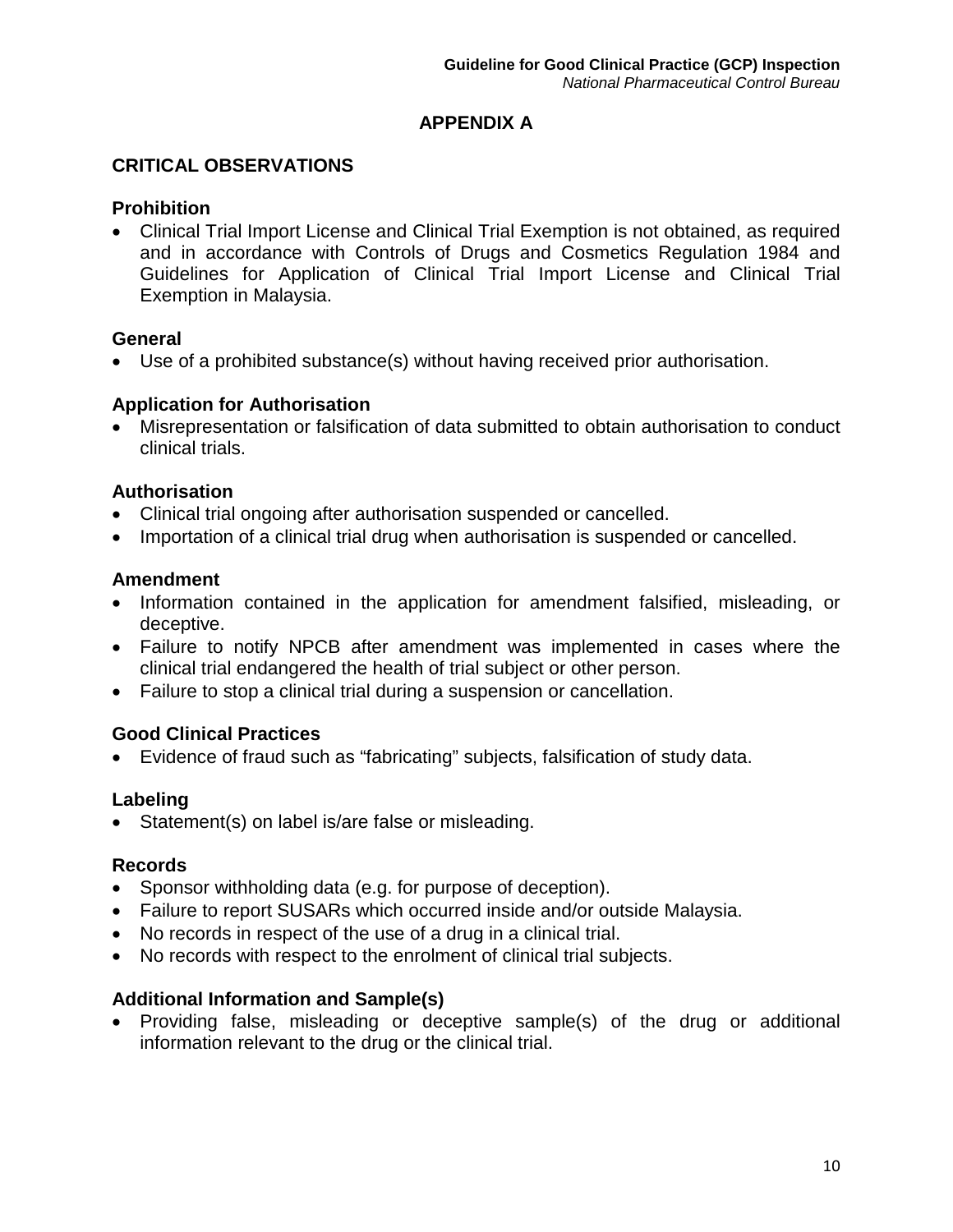## APPENDIX A

### CRITICAL OBSERVATIONS

**Prohibition**

- Clinical Trial Import License and Clinical Trial Exemption is not obtained, as required and in accordance with Controls of Drugs and Cosmetics Regulation 1984 and Guidelines for Application of Clinical Trial Import License and Clinical Trial Exemption in Malaysia.

**General**

- Use of a prohibited substance(s) without having received prior authorisation.

**Application for Authorisation**

- Misrepresentation or falsification of data submitted to obtain authorisation to conduct clinical trials.

**Authorisation**

- Clinical trial ongoing after authorisation suspended or cancelled.
- Importation of a clinical trial drug when authorisation is suspended or cancelled.

**Amendment**

- Information contained in the application for amendment falsified, misleading, or deceptive.
- Failure to notify NPCB after amendment was implemented in cases where the clinical trial endangered the health of trial subject or other person.
- Failure to stop a clinical trial during a suspension or cancellation.

**Good Clinical Practices**

- Evidence of fraud such as “fabricating” subjects, falsification of study data.

**Labeling**

- Statement(s) on label is/are false or misleading.

**Records**

- Sponsor withholding data (e.g. for purpose of deception).
- Failure to report SUSARs which occurred inside and/or outside Malaysia.
- No records in respect of the use of a drug in a clinical trial.
- No records with respect to the enrolment of clinical trial subjects.

**Additional Information and Sample(s)**

- Providing false, misleading or deceptive sample(s) of the drug or additional information relevant to the drug or the clinical trial.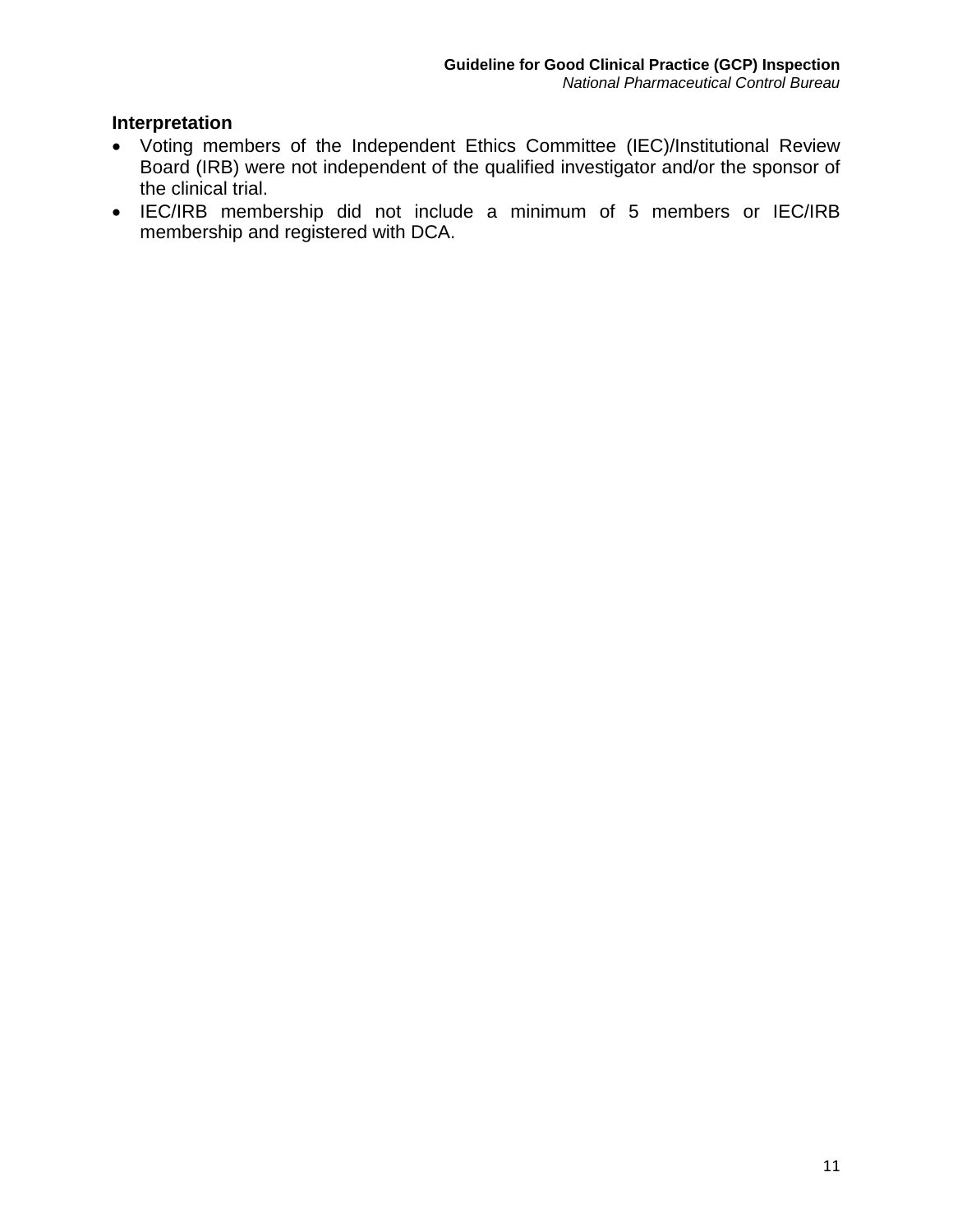**Interpretation**

- Voting members of the Independent Ethics Committee (IEC)/Institutional Review Board (IRB) were not independent of the qualified investigator and/or the sponsor of the clinical trial.
- IEC/IRB membership did not include a minimum of 5 members or IEC/IRB membership and registered with DCA.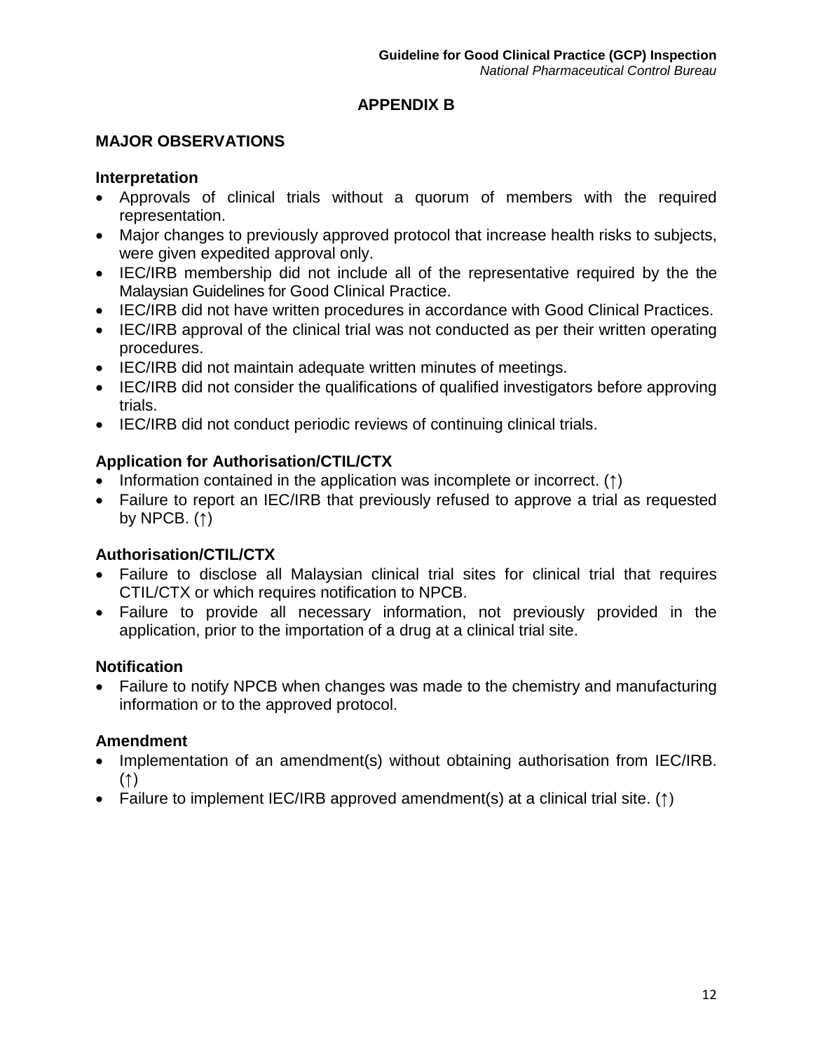## APPENDIX B

### MAJOR OBSERVATIONS

#### Interpretation

- Approvals of clinical trials without a quorum of members with the required representation.
- Major changes to previously approved protocol that increase health risks to subjects, were given expedited approval only.
- IEC/IRB membership did not include all of the representative required by the the Malaysian Guidelines for Good Clinical Practice.
- IEC/IRB did not have written procedures in accordance with Good Clinical Practices.
- IEC/IRB approval of the clinical trial was not conducted as per their written operating procedures.
- IEC/IRB did not maintain adequate written minutes of meetings.
- IEC/IRB did not consider the qualifications of qualified investigators before approving trials.
- IEC/IRB did not conduct periodic reviews of continuing clinical trials.

#### Application for Authorisation/CTIL/CTX

- Information contained in the application was incomplete or incorrect. (↑)
- Failure to report an IEC/IRB that previously refused to approve a trial as requested by NPCB. (↑)

#### Authorisation/CTIL/CTX

- Failure to disclose all Malaysian clinical trial sites for clinical trial that requires CTIL/CTX or which requires notification to NPCB.
- Failure to provide all necessary information, not previously provided in the application, prior to the importation of a drug at a clinical trial site.

#### Notification

- Failure to notify NPCB when changes was made to the chemistry and manufacturing information or to the approved protocol.

#### Amendment

- Implementation of an amendment(s) without obtaining authorisation from IEC/IRB. (↑)
- Failure to implement IEC/IRB approved amendment(s) at a clinical trial site. (↑)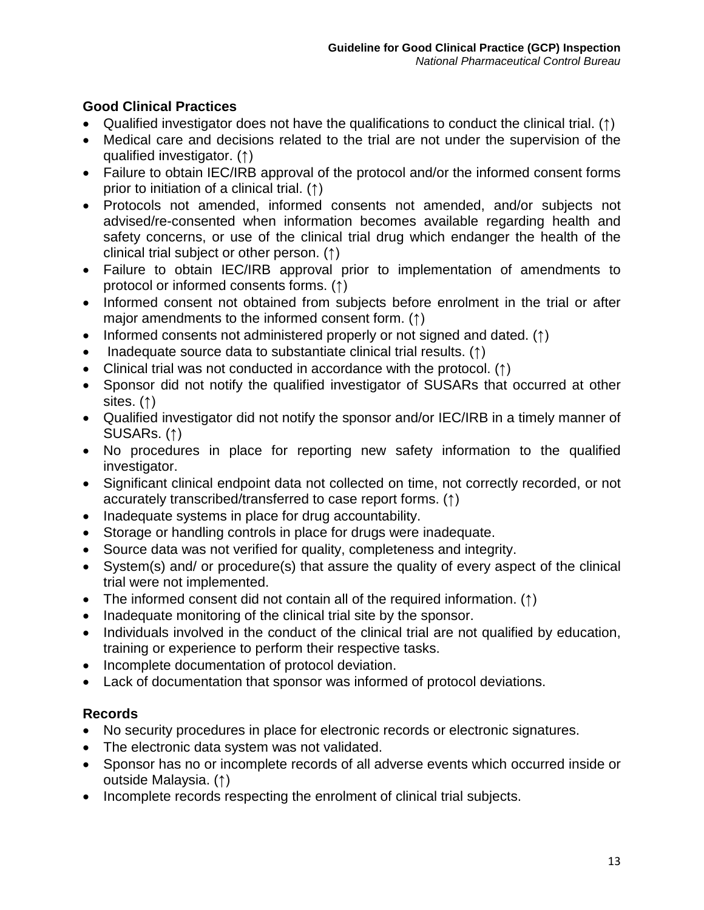**Good Clinical Practices**

- Qualified investigator does not have the qualifications to conduct the clinical trial. (↑)
- Medical care and decisions related to the trial are not under the supervision of the qualified investigator. (↑)
- Failure to obtain IEC/IRB approval of the protocol and/or the informed consent forms prior to initiation of a clinical trial. (↑)
- Protocols not amended, informed consents not amended, and/or subjects not advised/re-consented when information becomes available regarding health and safety concerns, or use of the clinical trial drug which endanger the health of the clinical trial subject or other person. (↑)
- Failure to obtain IEC/IRB approval prior to implementation of amendments to protocol or informed consents forms. (↑)
- Informed consent not obtained from subjects before enrolment in the trial or after major amendments to the informed consent form. (↑)
- Informed consents not administered properly or not signed and dated. (↑)
- Inadequate source data to substantiate clinical trial results. (↑)
- Clinical trial was not conducted in accordance with the protocol. (↑)
- Sponsor did not notify the qualified investigator of SUSARs that occurred at other sites. (↑)
- Qualified investigator did not notify the sponsor and/or IEC/IRB in a timely manner of SUSARs. (↑)
- No procedures in place for reporting new safety information to the qualified investigator.
- Significant clinical endpoint data not collected on time, not correctly recorded, or not accurately transcribed/transferred to case report forms. (↑)
- Inadequate systems in place for drug accountability.
- Storage or handling controls in place for drugs were inadequate.
- Source data was not verified for quality, completeness and integrity.
- System(s) and/ or procedure(s) that assure the quality of every aspect of the clinical trial were not implemented.
- The informed consent did not contain all of the required information. (↑)
- Inadequate monitoring of the clinical trial site by the sponsor.
- Individuals involved in the conduct of the clinical trial are not qualified by education, training or experience to perform their respective tasks.
- Incomplete documentation of protocol deviation.
- Lack of documentation that sponsor was informed of protocol deviations.

**Records**

- No security procedures in place for electronic records or electronic signatures.
- The electronic data system was not validated.
- Sponsor has no or incomplete records of all adverse events which occurred inside or outside Malaysia. (↑)
- Incomplete records respecting the enrolment of clinical trial subjects.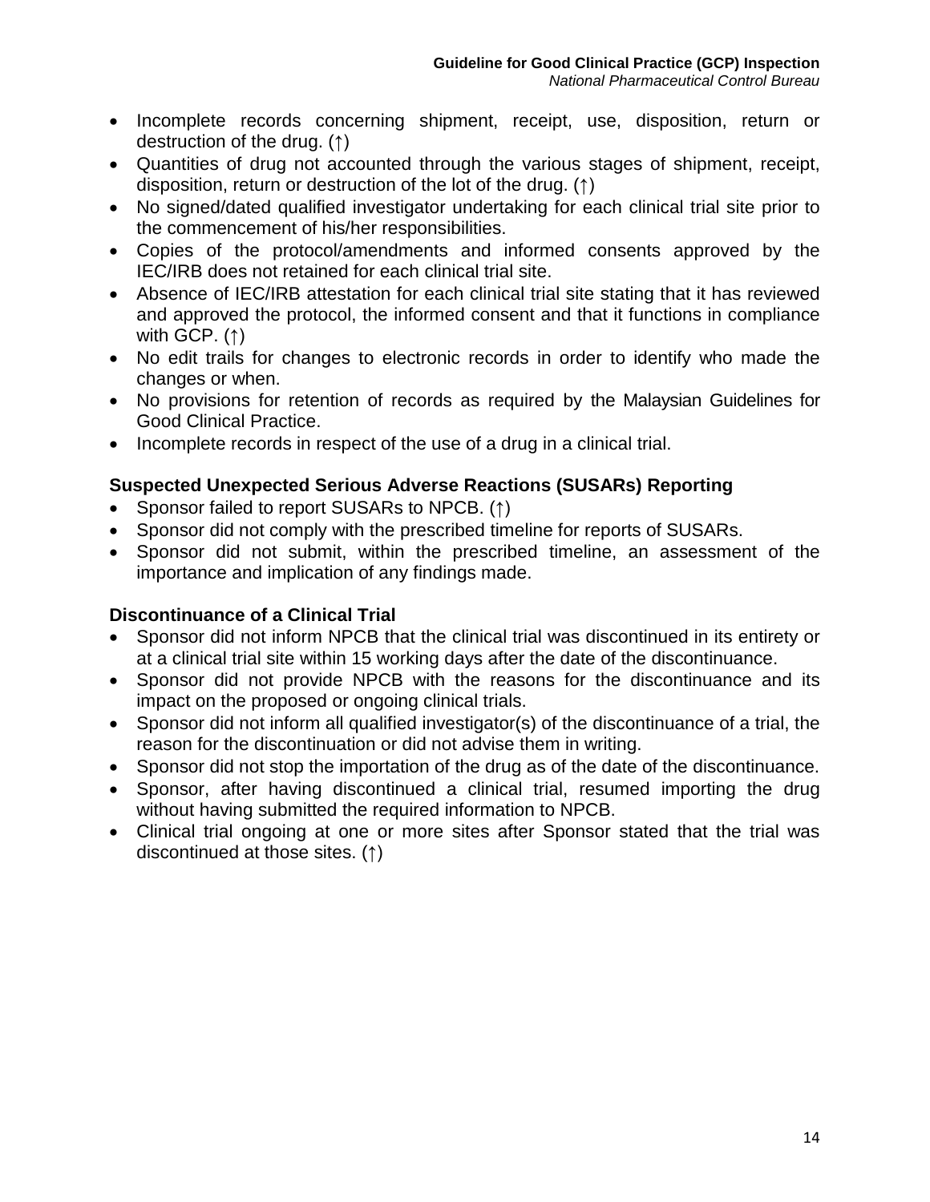- Incomplete records concerning shipment, receipt, use, disposition, return or destruction of the drug. (↑)
- Quantities of drug not accounted through the various stages of shipment, receipt, disposition, return or destruction of the lot of the drug. (↑)
- No signed/dated qualified investigator undertaking for each clinical trial site prior to the commencement of his/her responsibilities.
- Copies of the protocol/amendments and informed consents approved by the IEC/IRB does not retained for each clinical trial site.
- Absence of IEC/IRB attestation for each clinical trial site stating that it has reviewed and approved the protocol, the informed consent and that it functions in compliance with GCP. (↑)
- No edit trails for changes to electronic records in order to identify who made the changes or when.
- No provisions for retention of records as required by the Malaysian Guidelines for Good Clinical Practice.
- Incomplete records in respect of the use of a drug in a clinical trial.

**Suspected Unexpected Serious Adverse Reactions (SUSARs) Reporting**

- Sponsor failed to report SUSARs to NPCB. (↑)
- Sponsor did not comply with the prescribed timeline for reports of SUSARs.
- Sponsor did not submit, within the prescribed timeline, an assessment of the importance and implication of any findings made.

**Discontinuance of a Clinical Trial**

- Sponsor did not inform NPCB that the clinical trial was discontinued in its entirety or at a clinical trial site within 15 working days after the date of the discontinuance.
- Sponsor did not provide NPCB with the reasons for the discontinuance and its impact on the proposed or ongoing clinical trials.
- Sponsor did not inform all qualified investigator(s) of the discontinuance of a trial, the reason for the discontinuation or did not advise them in writing.
- Sponsor did not stop the importation of the drug as of the date of the discontinuance.
- Sponsor, after having discontinued a clinical trial, resumed importing the drug without having submitted the required information to NPCB.
- Clinical trial ongoing at one or more sites after Sponsor stated that the trial was discontinued at those sites. (↑)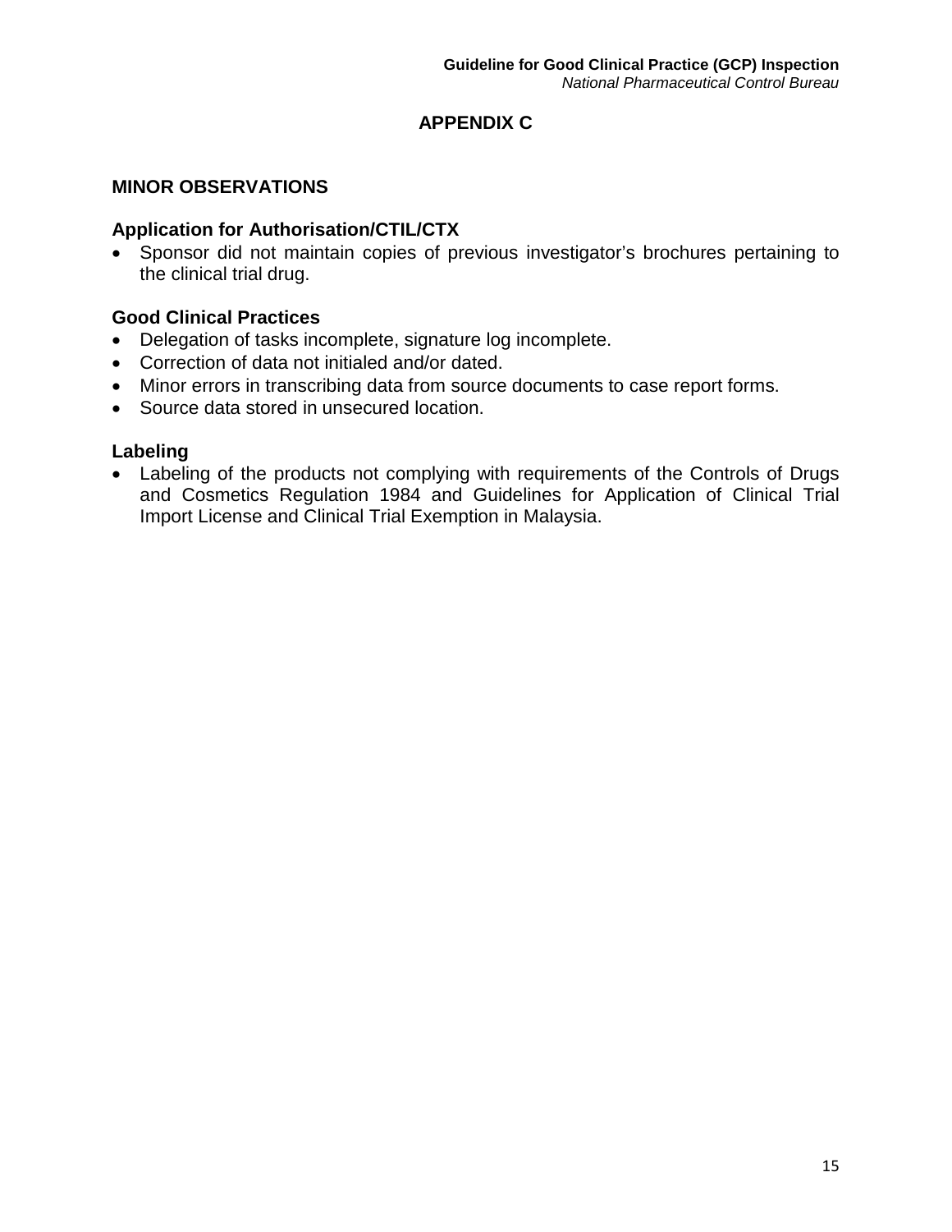# APPENDIX C

## MINOR OBSERVATIONS

### Application for Authorisation/CTIL/CTX

- Sponsor did not maintain copies of previous investigator's brochures pertaining to the clinical trial drug.

### Good Clinical Practices

- Delegation of tasks incomplete, signature log incomplete.
- Correction of data not initialed and/or dated.
- Minor errors in transcribing data from source documents to case report forms.
- Source data stored in unsecured location.

### Labeling

- Labeling of the products not complying with requirements of the Controls of Drugs and Cosmetics Regulation 1984 and Guidelines for Application of Clinical Trial Import License and Clinical Trial Exemption in Malaysia.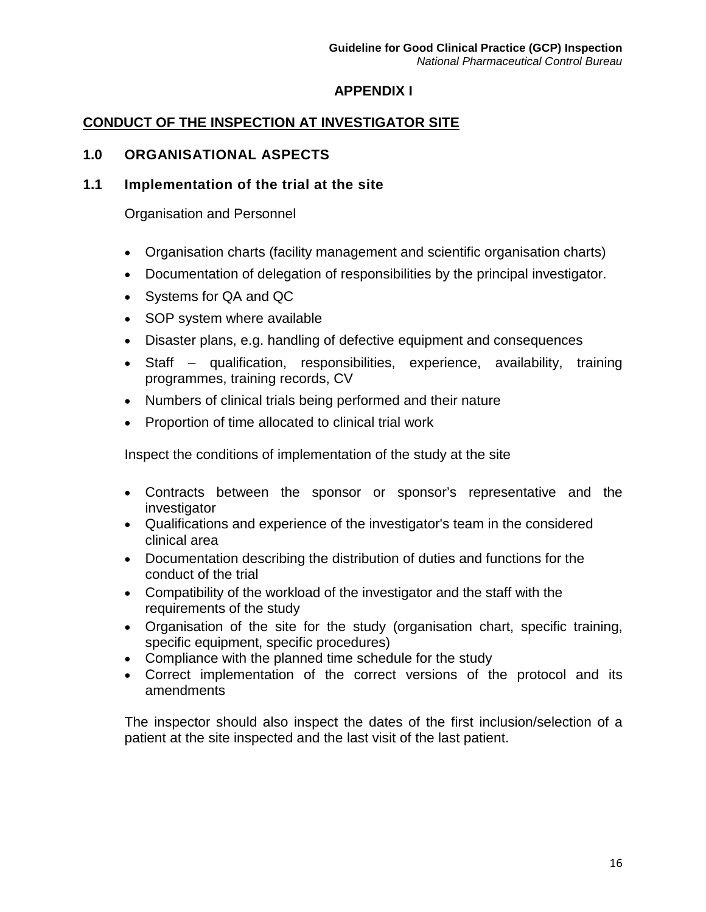## APPENDIX I

## CONDUCT OF THE INSPECTION AT INVESTIGATOR SITE

### 1.0 ORGANISATIONAL ASPECTS

### 1.1 Implementation of the trial at the site

Organisation and Personnel

- Organisation charts (facility management and scientific organisation charts)
- Documentation of delegation of responsibilities by the principal investigator.
- Systems for QA and QC
- SOP system where available
- Disaster plans, e.g. handling of defective equipment and consequences
- Staff – qualification, responsibilities, experience, availability, training programmes, training records, CV
- Numbers of clinical trials being performed and their nature
- Proportion of time allocated to clinical trial work

Inspect the conditions of implementation of the study at the site

- Contracts between the sponsor or sponsor's representative and the investigator
- Qualifications and experience of the investigator's team in the considered clinical area
- Documentation describing the distribution of duties and functions for the conduct of the trial
- Compatibility of the workload of the investigator and the staff with the requirements of the study
- Organisation of the site for the study (organisation chart, specific training, specific equipment, specific procedures)
- Compliance with the planned time schedule for the study
- Correct implementation of the correct versions of the protocol and its amendments

The inspector should also inspect the dates of the first inclusion/selection of a patient at the site inspected and the last visit of the last patient.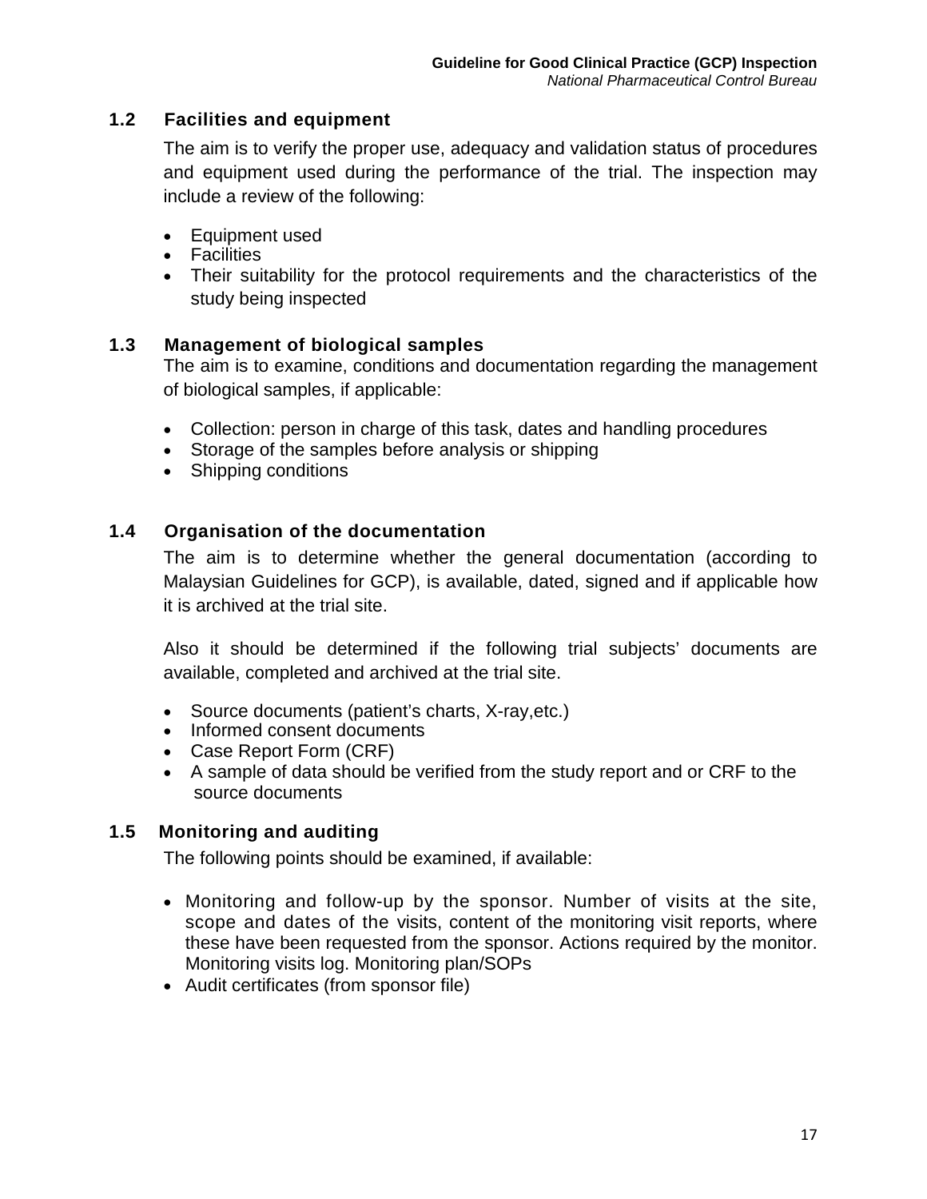### 1.2 Facilities and equipment

The aim is to verify the proper use, adequacy and validation status of procedures and equipment used during the performance of the trial. The inspection may include a review of the following:

- Equipment used
- Facilities
- Their suitability for the protocol requirements and the characteristics of the study being inspected

### 1.3 Management of biological samples

The aim is to examine, conditions and documentation regarding the management of biological samples, if applicable:

- Collection: person in charge of this task, dates and handling procedures
- Storage of the samples before analysis or shipping
- Shipping conditions

### 1.4 Organisation of the documentation

The aim is to determine whether the general documentation (according to Malaysian Guidelines for GCP), is available, dated, signed and if applicable how it is archived at the trial site.

Also it should be determined if the following trial subjects' documents are available, completed and archived at the trial site.

- Source documents (patient's charts, X-ray,etc.)
- Informed consent documents
- Case Report Form (CRF)
- A sample of data should be verified from the study report and or CRF to the source documents

### 1.5 Monitoring and auditing

The following points should be examined, if available:

- Monitoring and follow-up by the sponsor. Number of visits at the site, scope and dates of the visits, content of the monitoring visit reports, where these have been requested from the sponsor. Actions required by the monitor. Monitoring visits log. Monitoring plan/SOPs
- Audit certificates (from sponsor file)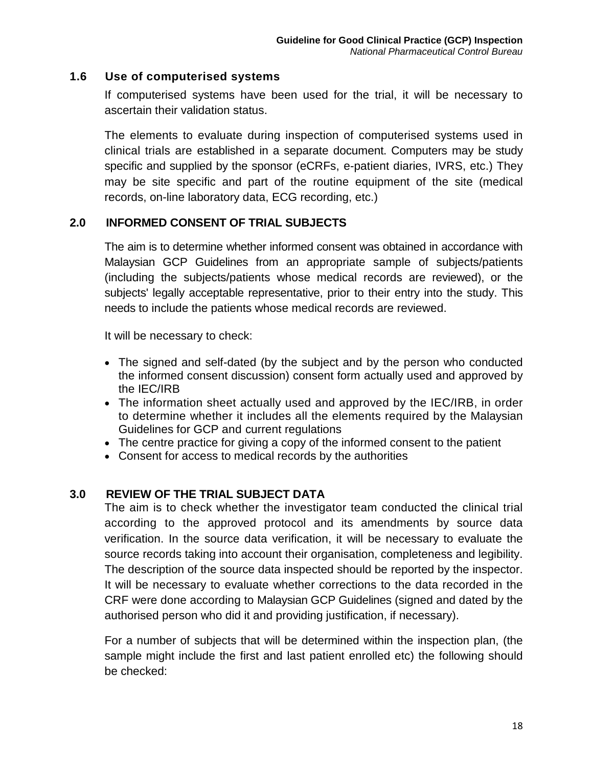### 1.6 Use of computerised systems

If computerised systems have been used for the trial, it will be necessary to ascertain their validation status.

The elements to evaluate during inspection of computerised systems used in clinical trials are established in a separate document. Computers may be study specific and supplied by the sponsor (eCRFs, e-patient diaries, IVRS, etc.) They may be site specific and part of the routine equipment of the site (medical records, on-line laboratory data, ECG recording, etc.)

## 2.0 INFORMED CONSENT OF TRIAL SUBJECTS

The aim is to determine whether informed consent was obtained in accordance with Malaysian GCP Guidelines from an appropriate sample of subjects/patients (including the subjects/patients whose medical records are reviewed), or the subjects' legally acceptable representative, prior to their entry into the study. This needs to include the patients whose medical records are reviewed.

It will be necessary to check:

- The signed and self-dated (by the subject and by the person who conducted the informed consent discussion) consent form actually used and approved by the IEC/IRB
- The information sheet actually used and approved by the IEC/IRB, in order to determine whether it includes all the elements required by the Malaysian Guidelines for GCP and current regulations
- The centre practice for giving a copy of the informed consent to the patient
- Consent for access to medical records by the authorities

## 3.0 REVIEW OF THE TRIAL SUBJECT DATA

The aim is to check whether the investigator team conducted the clinical trial according to the approved protocol and its amendments by source data verification. In the source data verification, it will be necessary to evaluate the source records taking into account their organisation, completeness and legibility. The description of the source data inspected should be reported by the inspector. It will be necessary to evaluate whether corrections to the data recorded in the CRF were done according to Malaysian GCP Guidelines (signed and dated by the authorised person who did it and providing justification, if necessary).

For a number of subjects that will be determined within the inspection plan, (the sample might include the first and last patient enrolled etc) the following should be checked: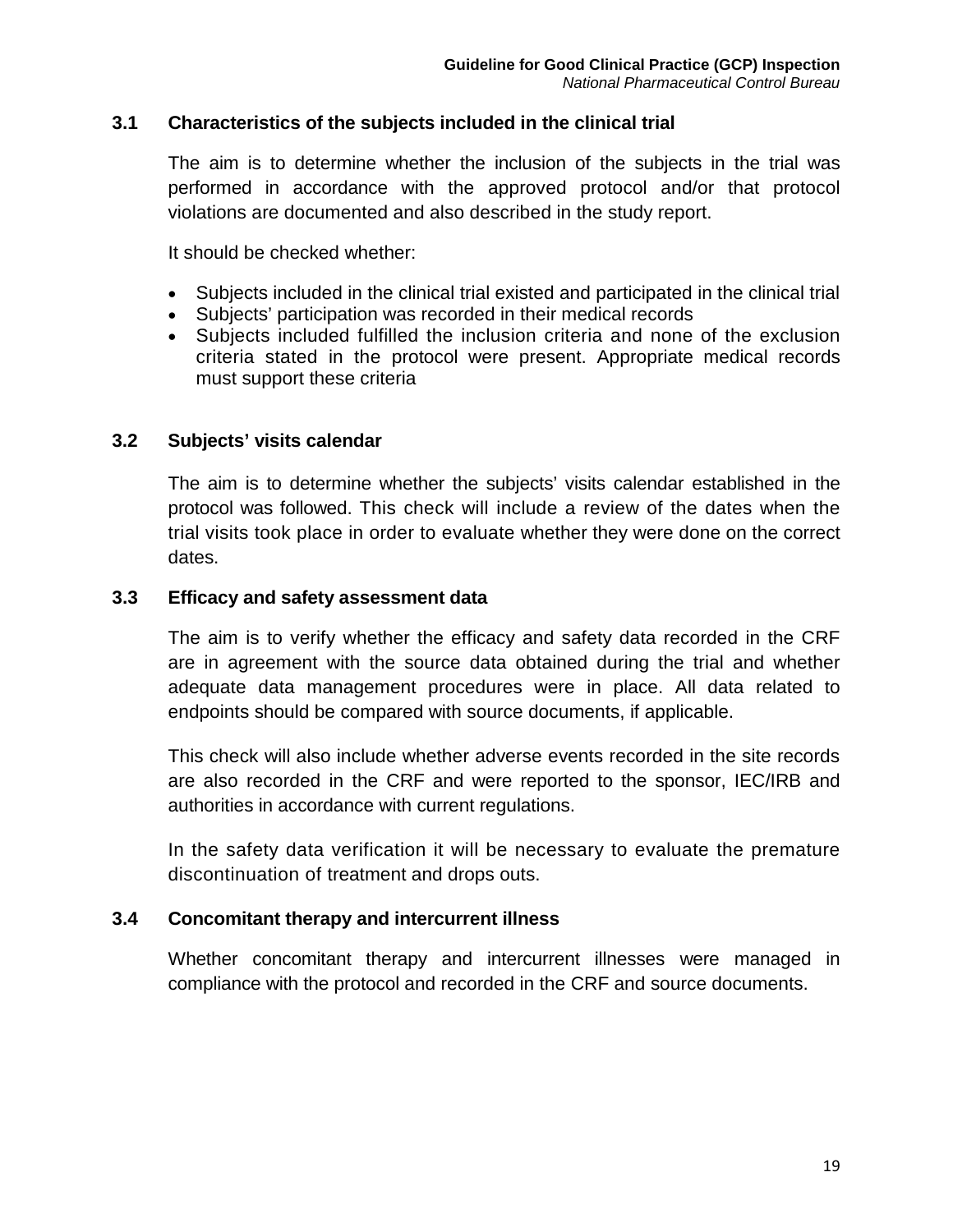### 3.1 Characteristics of the subjects included in the clinical trial

The aim is to determine whether the inclusion of the subjects in the trial was performed in accordance with the approved protocol and/or that protocol violations are documented and also described in the study report.

It should be checked whether:

- Subjects included in the clinical trial existed and participated in the clinical trial
- Subjects' participation was recorded in their medical records
- Subjects included fulfilled the inclusion criteria and none of the exclusion criteria stated in the protocol were present. Appropriate medical records must support these criteria

### 3.2 Subjects' visits calendar

The aim is to determine whether the subjects' visits calendar established in the protocol was followed. This check will include a review of the dates when the trial visits took place in order to evaluate whether they were done on the correct dates.

### 3.3 Efficacy and safety assessment data

The aim is to verify whether the efficacy and safety data recorded in the CRF are in agreement with the source data obtained during the trial and whether adequate data management procedures were in place. All data related to endpoints should be compared with source documents, if applicable.

This check will also include whether adverse events recorded in the site records are also recorded in the CRF and were reported to the sponsor, IEC/IRB and authorities in accordance with current regulations.

In the safety data verification it will be necessary to evaluate the premature discontinuation of treatment and drops outs.

### 3.4 Concomitant therapy and intercurrent illness

Whether concomitant therapy and intercurrent illnesses were managed in compliance with the protocol and recorded in the CRF and source documents.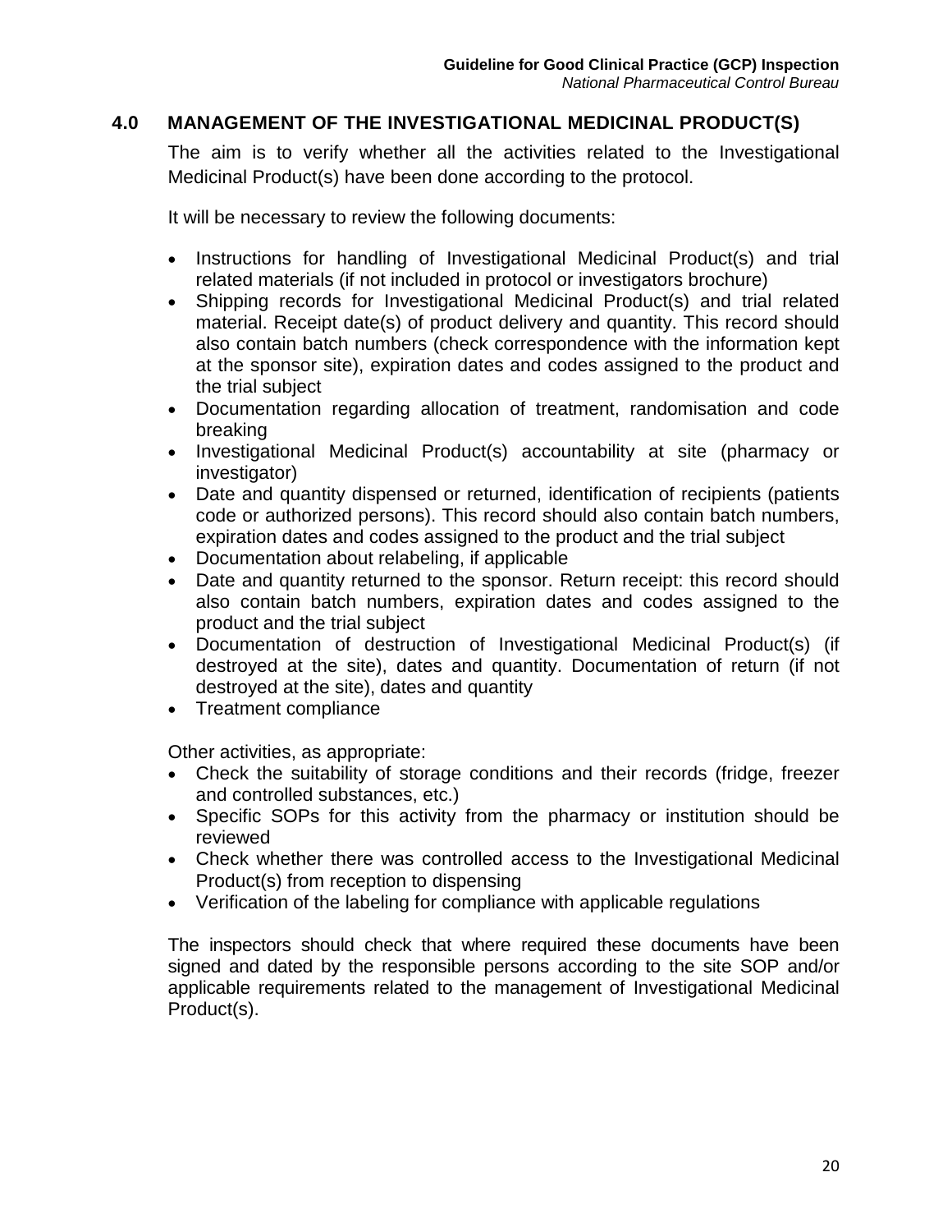## 4.0 MANAGEMENT OF THE INVESTIGATIONAL MEDICINAL PRODUCT(S)

The aim is to verify whether all the activities related to the Investigational Medicinal Product(s) have been done according to the protocol.

It will be necessary to review the following documents:

- Instructions for handling of Investigational Medicinal Product(s) and trial related materials (if not included in protocol or investigators brochure)
- Shipping records for Investigational Medicinal Product(s) and trial related material. Receipt date(s) of product delivery and quantity. This record should also contain batch numbers (check correspondence with the information kept at the sponsor site), expiration dates and codes assigned to the product and the trial subject
- Documentation regarding allocation of treatment, randomisation and code breaking
- Investigational Medicinal Product(s) accountability at site (pharmacy or investigator)
- Date and quantity dispensed or returned, identification of recipients (patients code or authorized persons). This record should also contain batch numbers, expiration dates and codes assigned to the product and the trial subject
- Documentation about relabeling, if applicable
- Date and quantity returned to the sponsor. Return receipt: this record should also contain batch numbers, expiration dates and codes assigned to the product and the trial subject
- Documentation of destruction of Investigational Medicinal Product(s) (if destroyed at the site), dates and quantity. Documentation of return (if not destroyed at the site), dates and quantity
- Treatment compliance

Other activities, as appropriate:

- Check the suitability of storage conditions and their records (fridge, freezer and controlled substances, etc.)
- Specific SOPs for this activity from the pharmacy or institution should be reviewed
- Check whether there was controlled access to the Investigational Medicinal Product(s) from reception to dispensing
- Verification of the labeling for compliance with applicable regulations

The inspectors should check that where required these documents have been signed and dated by the responsible persons according to the site SOP and/or applicable requirements related to the management of Investigational Medicinal Product(s).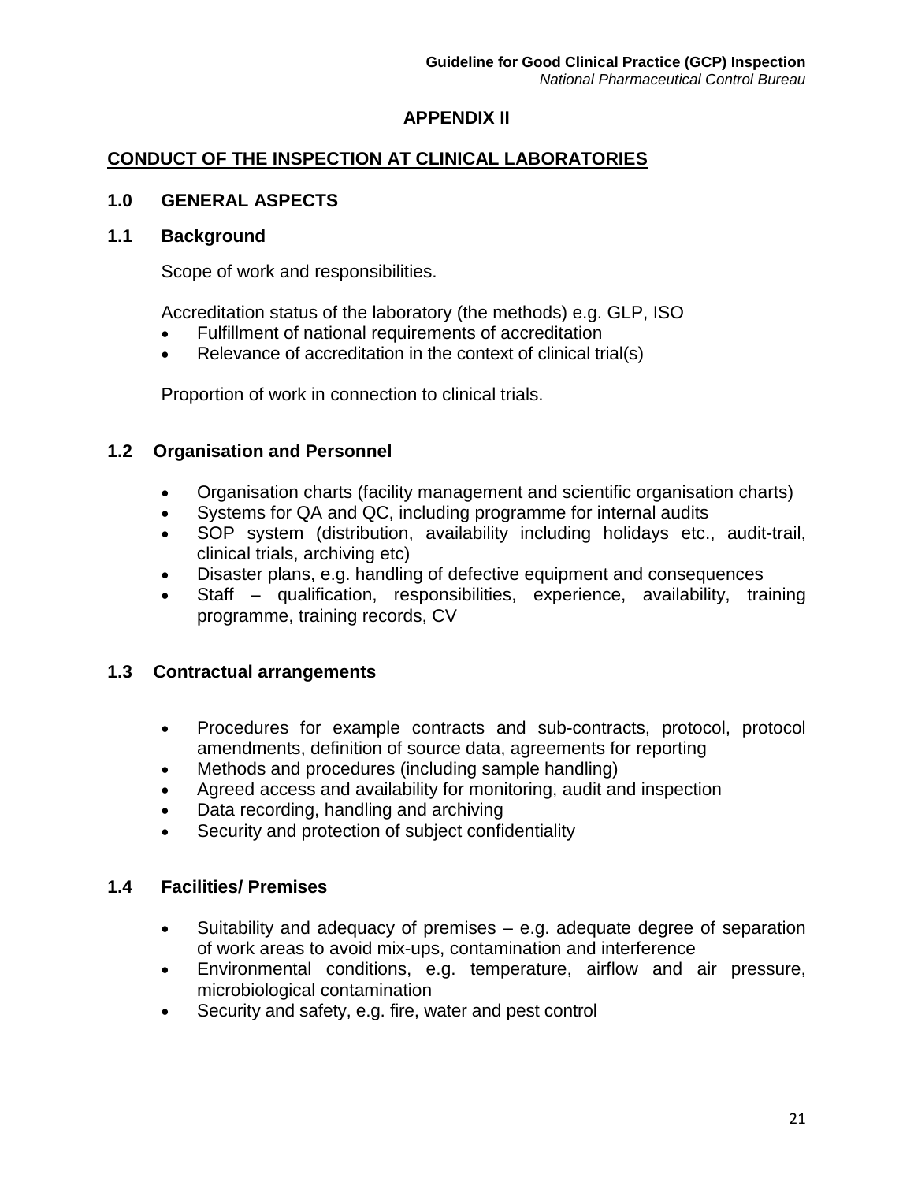## APPENDIX II

## CONDUCT OF THE INSPECTION AT CLINICAL LABORATORIES

### 1.0 GENERAL ASPECTS

#### 1.1 Background

Scope of work and responsibilities.

Accreditation status of the laboratory (the methods) e.g. GLP, ISO

- Fulfillment of national requirements of accreditation
- Relevance of accreditation in the context of clinical trial(s)

Proportion of work in connection to clinical trials.

#### 1.2 Organisation and Personnel

- Organisation charts (facility management and scientific organisation charts)
- Systems for QA and QC, including programme for internal audits
- SOP system (distribution, availability including holidays etc., audit-trail, clinical trials, archiving etc)
- Disaster plans, e.g. handling of defective equipment and consequences
- Staff – qualification, responsibilities, experience, availability, training programme, training records, CV

#### 1.3 Contractual arrangements

- Procedures for example contracts and sub-contracts, protocol, protocol amendments, definition of source data, agreements for reporting
- Methods and procedures (including sample handling)
- Agreed access and availability for monitoring, audit and inspection
- Data recording, handling and archiving
- Security and protection of subject confidentiality

#### 1.4 Facilities/ Premises

- Suitability and adequacy of premises – e.g. adequate degree of separation of work areas to avoid mix-ups, contamination and interference
- Environmental conditions, e.g. temperature, airflow and air pressure, microbiological contamination
- Security and safety, e.g. fire, water and pest control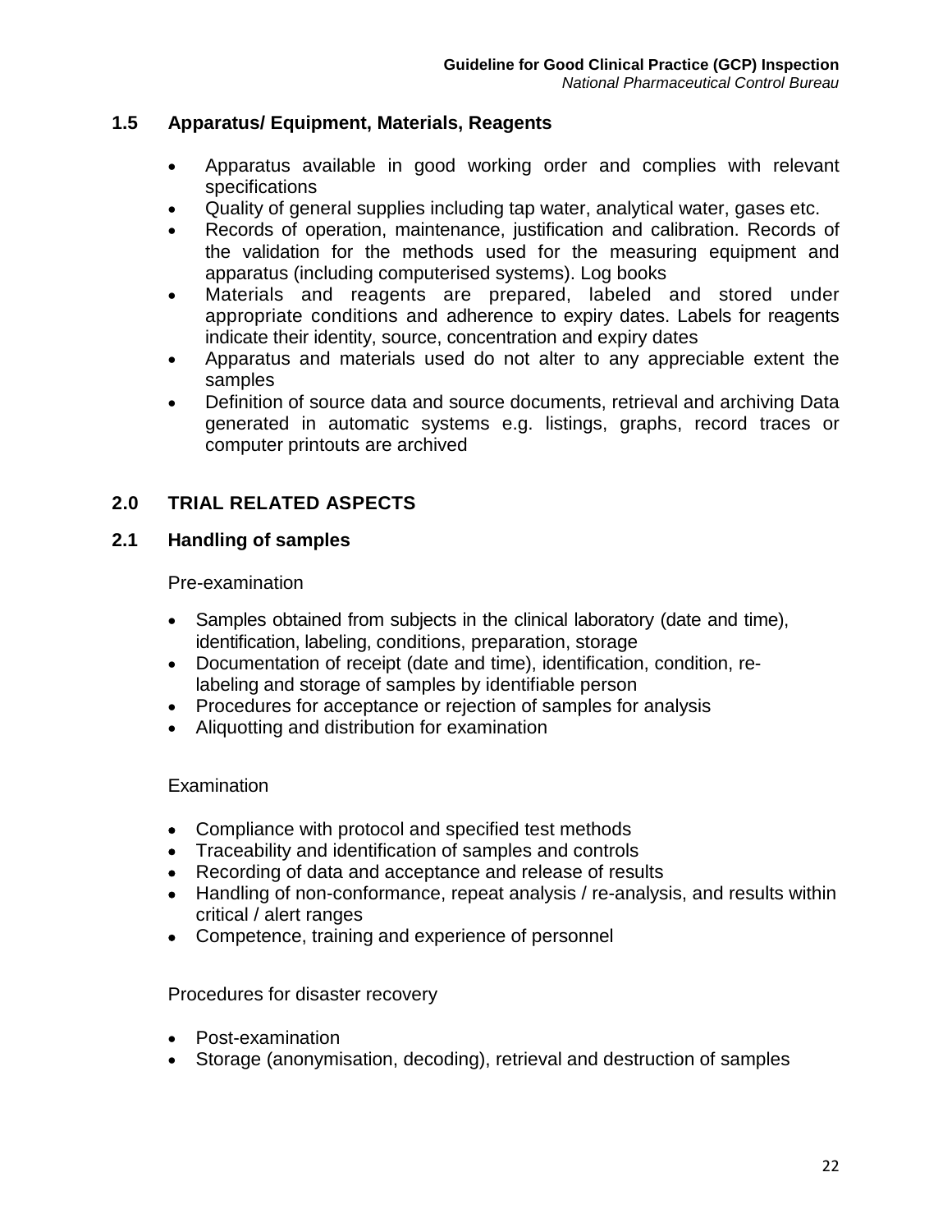## 1.5 Apparatus/ Equipment, Materials, Reagents

- Apparatus available in good working order and complies with relevant specifications
- Quality of general supplies including tap water, analytical water, gases etc.
- Records of operation, maintenance, justification and calibration. Records of the validation for the methods used for the measuring equipment and apparatus (including computerised systems). Log books
- Materials and reagents are prepared, labeled and stored under appropriate conditions and adherence to expiry dates. Labels for reagents indicate their identity, source, concentration and expiry dates
- Apparatus and materials used do not alter to any appreciable extent the samples
- Definition of source data and source documents, retrieval and archiving Data generated in automatic systems e.g. listings, graphs, record traces or computer printouts are archived

## 2.0 TRIAL RELATED ASPECTS

## 2.1 Handling of samples

Pre-examination

- Samples obtained from subjects in the clinical laboratory (date and time), identification, labeling, conditions, preparation, storage
- Documentation of receipt (date and time), identification, condition, re-labeling and storage of samples by identifiable person
- Procedures for acceptance or rejection of samples for analysis
- Aliquotting and distribution for examination

Examination

- Compliance with protocol and specified test methods
- Traceability and identification of samples and controls
- Recording of data and acceptance and release of results
- Handling of non-conformance, repeat analysis / re-analysis, and results within critical / alert ranges
- Competence, training and experience of personnel

Procedures for disaster recovery

- Post-examination
- Storage (anonymisation, decoding), retrieval and destruction of samples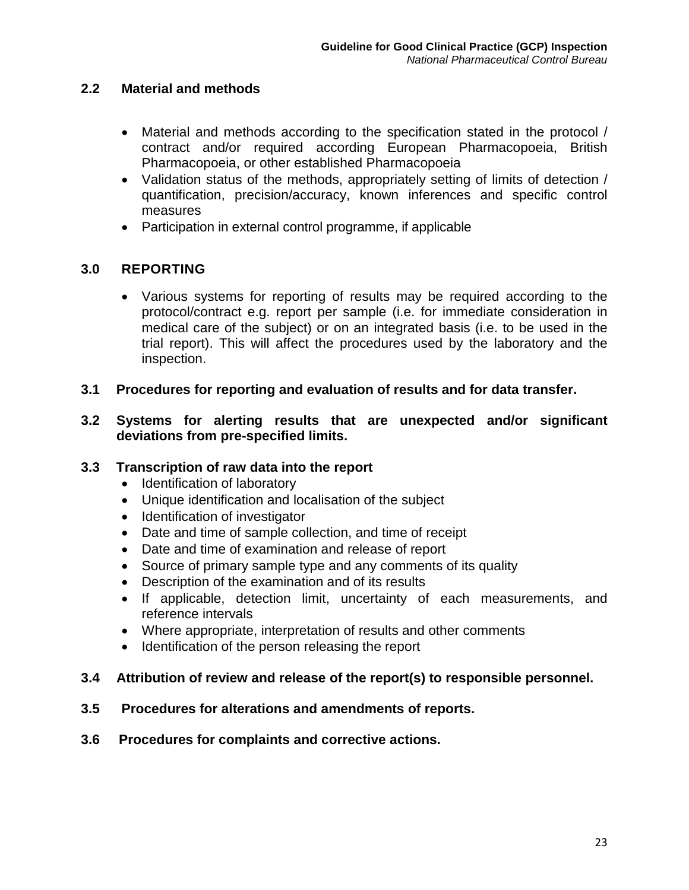## 2.2 Material and methods

- Material and methods according to the specification stated in the protocol / contract and/or required according European Pharmacopoeia, British Pharmacopoeia, or other established Pharmacopoeia
- Validation status of the methods, appropriately setting of limits of detection / quantification, precision/accuracy, known inferences and specific control measures
- Participation in external control programme, if applicable

# 3.0 REPORTING

- Various systems for reporting of results may be required according to the protocol/contract e.g. report per sample (i.e. for immediate consideration in medical care of the subject) or on an integrated basis (i.e. to be used in the trial report). This will affect the procedures used by the laboratory and the inspection.

## 3.1 Procedures for reporting and evaluation of results and for data transfer.

## 3.2 Systems for alerting results that are unexpected and/or significant deviations from pre-specified limits.

## 3.3 Transcription of raw data into the report

- Identification of laboratory
- Unique identification and localisation of the subject
- Identification of investigator
- Date and time of sample collection, and time of receipt
- Date and time of examination and release of report
- Source of primary sample type and any comments of its quality
- Description of the examination and of its results
- If applicable, detection limit, uncertainty of each measurements, and reference intervals
- Where appropriate, interpretation of results and other comments
- Identification of the person releasing the report

## 3.4 Attribution of review and release of the report(s) to responsible personnel.

## 3.5 Procedures for alterations and amendments of reports.

## 3.6 Procedures for complaints and corrective actions.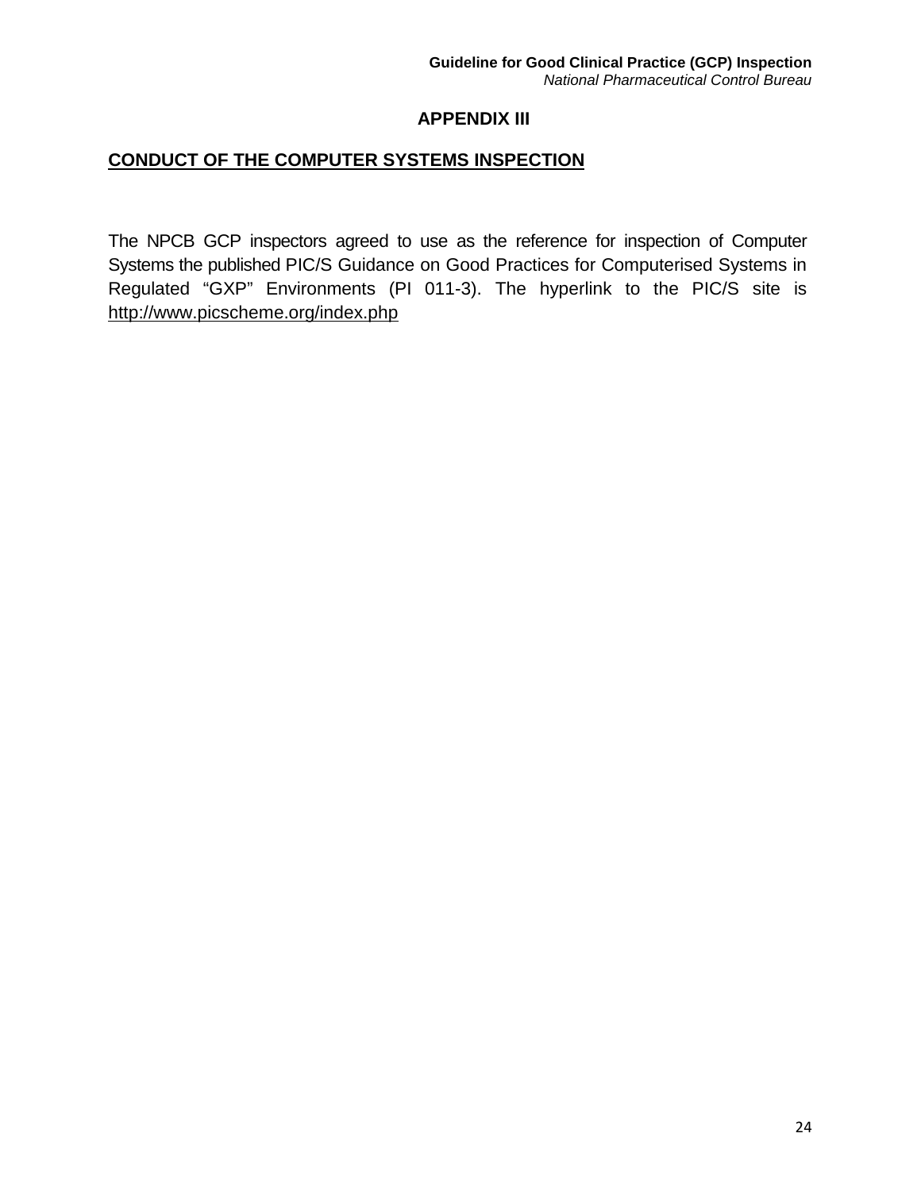# APPENDIX III

## CONDUCT OF THE COMPUTER SYSTEMS INSPECTION

The NPCB GCP inspectors agreed to use as the reference for inspection of Computer Systems the published PIC/S Guidance on Good Practices for Computerised Systems in Regulated "GXP" Environments (PI 011-3). The hyperlink to the PIC/S site is http://www.picscheme.org/index.php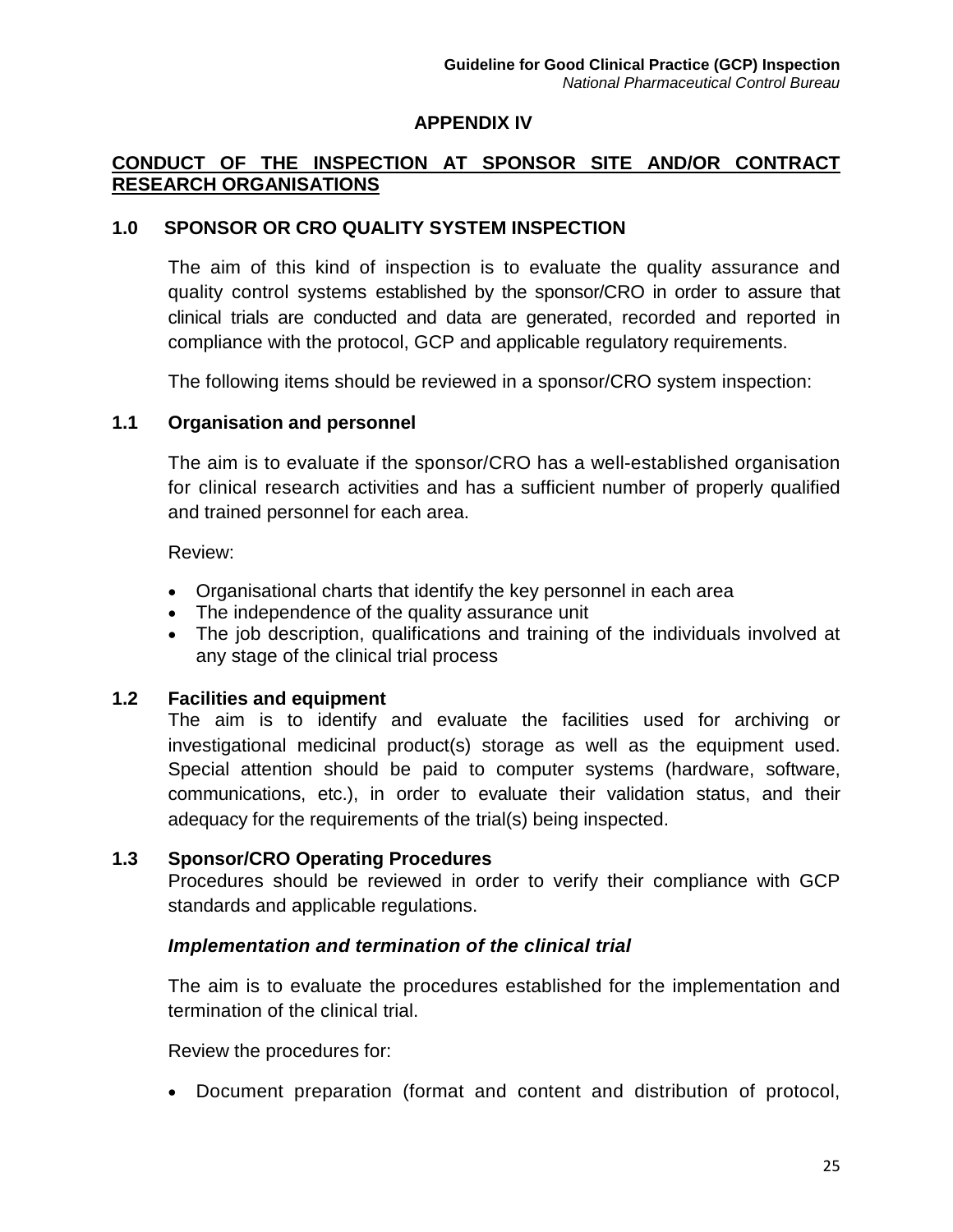## APPENDIX IV

## CONDUCT OF THE INSPECTION AT SPONSOR SITE AND/OR CONTRACT RESEARCH ORGANISATIONS

### 1.0 SPONSOR OR CRO QUALITY SYSTEM INSPECTION

The aim of this kind of inspection is to evaluate the quality assurance and quality control systems established by the sponsor/CRO in order to assure that clinical trials are conducted and data are generated, recorded and reported in compliance with the protocol, GCP and applicable regulatory requirements.

The following items should be reviewed in a sponsor/CRO system inspection:

### 1.1 Organisation and personnel

The aim is to evaluate if the sponsor/CRO has a well-established organisation for clinical research activities and has a sufficient number of properly qualified and trained personnel for each area.

Review:

- Organisational charts that identify the key personnel in each area
- The independence of the quality assurance unit
- The job description, qualifications and training of the individuals involved at any stage of the clinical trial process

### 1.2 Facilities and equipment

The aim is to identify and evaluate the facilities used for archiving or investigational medicinal product(s) storage as well as the equipment used. Special attention should be paid to computer systems (hardware, software, communications, etc.), in order to evaluate their validation status, and their adequacy for the requirements of the trial(s) being inspected.

### 1.3 Sponsor/CRO Operating Procedures

Procedures should be reviewed in order to verify their compliance with GCP standards and applicable regulations.

***Implementation and termination of the clinical trial***

The aim is to evaluate the procedures established for the implementation and termination of the clinical trial.

Review the procedures for:

- Document preparation (format and content and distribution of protocol,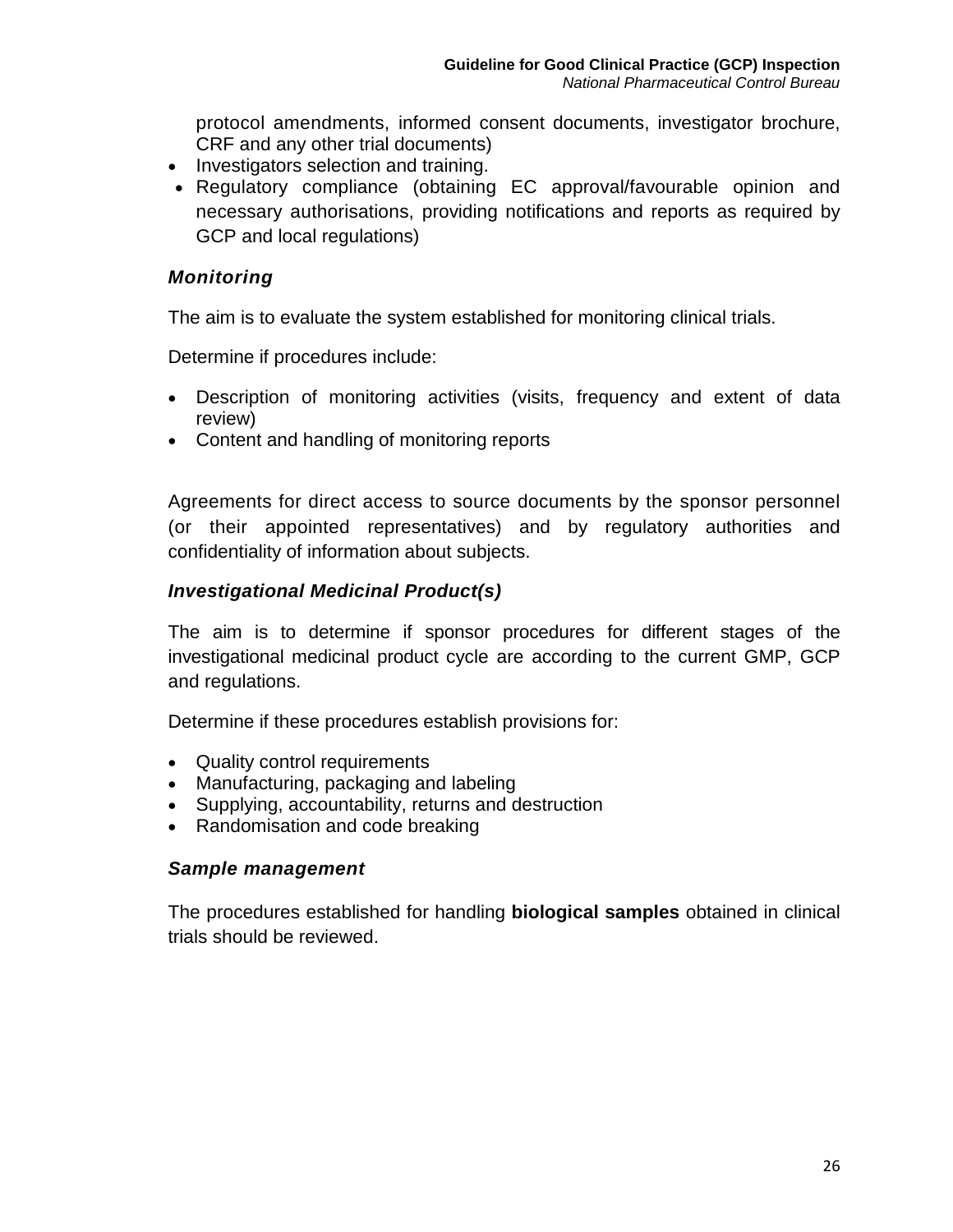protocol amendments, informed consent documents, investigator brochure, CRF and any other trial documents)

- Investigators selection and training.
- Regulatory compliance (obtaining EC approval/favourable opinion and necessary authorisations, providing notifications and reports as required by GCP and local regulations)

### *Monitoring*

The aim is to evaluate the system established for monitoring clinical trials.

Determine if procedures include:

- Description of monitoring activities (visits, frequency and extent of data review)
- Content and handling of monitoring reports

Agreements for direct access to source documents by the sponsor personnel (or their appointed representatives) and by regulatory authorities and confidentiality of information about subjects.

### *Investigational Medicinal Product(s)*

The aim is to determine if sponsor procedures for different stages of the investigational medicinal product cycle are according to the current GMP, GCP and regulations.

Determine if these procedures establish provisions for:

- Quality control requirements
- Manufacturing, packaging and labeling
- Supplying, accountability, returns and destruction
- Randomisation and code breaking

### *Sample management*

The procedures established for handling **biological samples** obtained in clinical trials should be reviewed.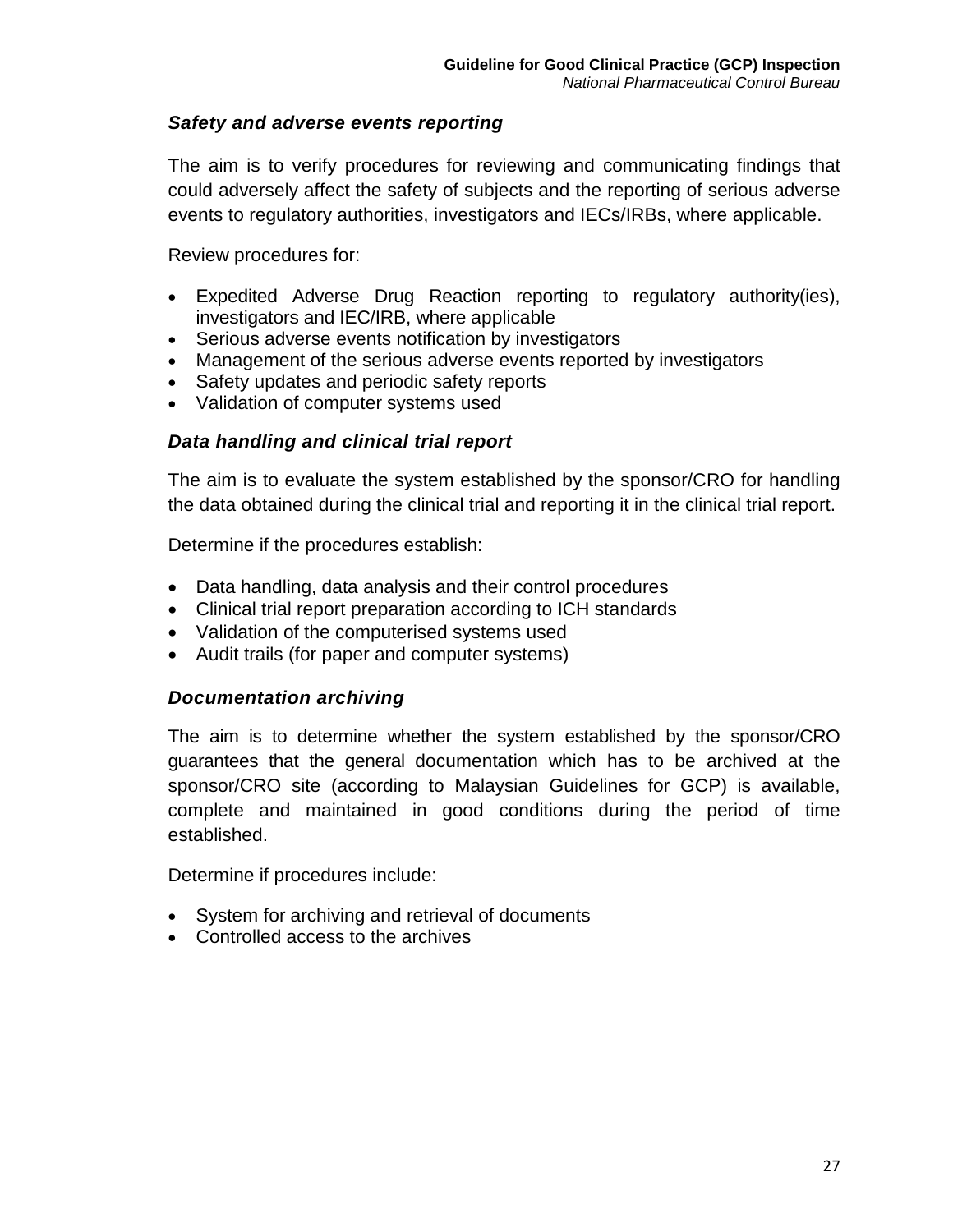### *Safety and adverse events reporting*

The aim is to verify procedures for reviewing and communicating findings that could adversely affect the safety of subjects and the reporting of serious adverse events to regulatory authorities, investigators and IECs/IRBs, where applicable.

Review procedures for:

- Expedited Adverse Drug Reaction reporting to regulatory authority(ies), investigators and IEC/IRB, where applicable
- Serious adverse events notification by investigators
- Management of the serious adverse events reported by investigators
- Safety updates and periodic safety reports
- Validation of computer systems used

### *Data handling and clinical trial report*

The aim is to evaluate the system established by the sponsor/CRO for handling the data obtained during the clinical trial and reporting it in the clinical trial report.

Determine if the procedures establish:

- Data handling, data analysis and their control procedures
- Clinical trial report preparation according to ICH standards
- Validation of the computerised systems used
- Audit trails (for paper and computer systems)

### *Documentation archiving*

The aim is to determine whether the system established by the sponsor/CRO guarantees that the general documentation which has to be archived at the sponsor/CRO site (according to Malaysian Guidelines for GCP) is available, complete and maintained in good conditions during the period of time established.

Determine if procedures include:

- System for archiving and retrieval of documents
- Controlled access to the archives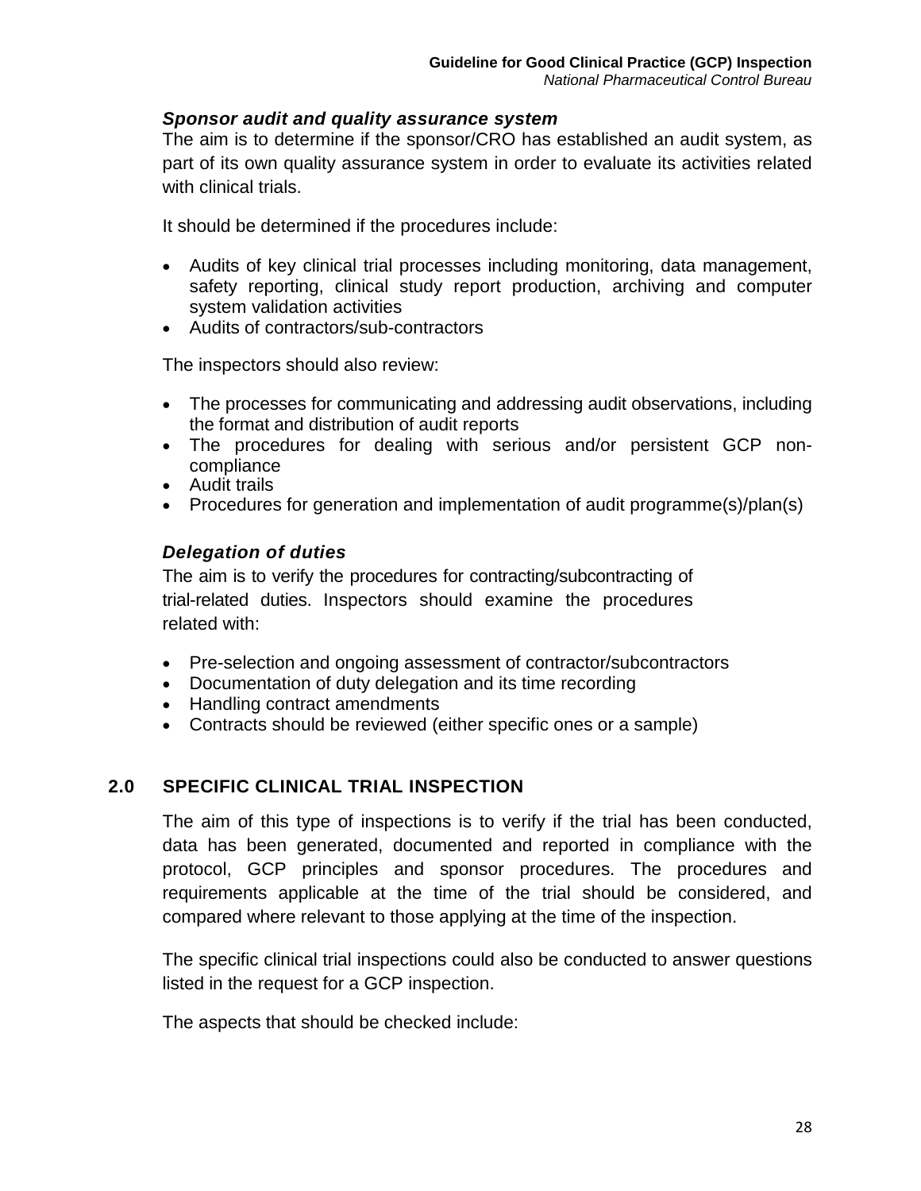### *Sponsor audit and quality assurance system*

The aim is to determine if the sponsor/CRO has established an audit system, as part of its own quality assurance system in order to evaluate its activities related with clinical trials.

It should be determined if the procedures include:

- Audits of key clinical trial processes including monitoring, data management, safety reporting, clinical study report production, archiving and computer system validation activities
- Audits of contractors/sub-contractors

The inspectors should also review:

- The processes for communicating and addressing audit observations, including the format and distribution of audit reports
- The procedures for dealing with serious and/or persistent GCP non-compliance
- Audit trails
- Procedures for generation and implementation of audit programme(s)/plan(s)

### *Delegation of duties*

The aim is to verify the procedures for contracting/subcontracting of trial-related duties. Inspectors should examine the procedures related with:

- Pre-selection and ongoing assessment of contractor/subcontractors
- Documentation of duty delegation and its time recording
- Handling contract amendments
- Contracts should be reviewed (either specific ones or a sample)

## 2.0 SPECIFIC CLINICAL TRIAL INSPECTION

The aim of this type of inspections is to verify if the trial has been conducted, data has been generated, documented and reported in compliance with the protocol, GCP principles and sponsor procedures. The procedures and requirements applicable at the time of the trial should be considered, and compared where relevant to those applying at the time of the inspection.

The specific clinical trial inspections could also be conducted to answer questions listed in the request for a GCP inspection.

The aspects that should be checked include: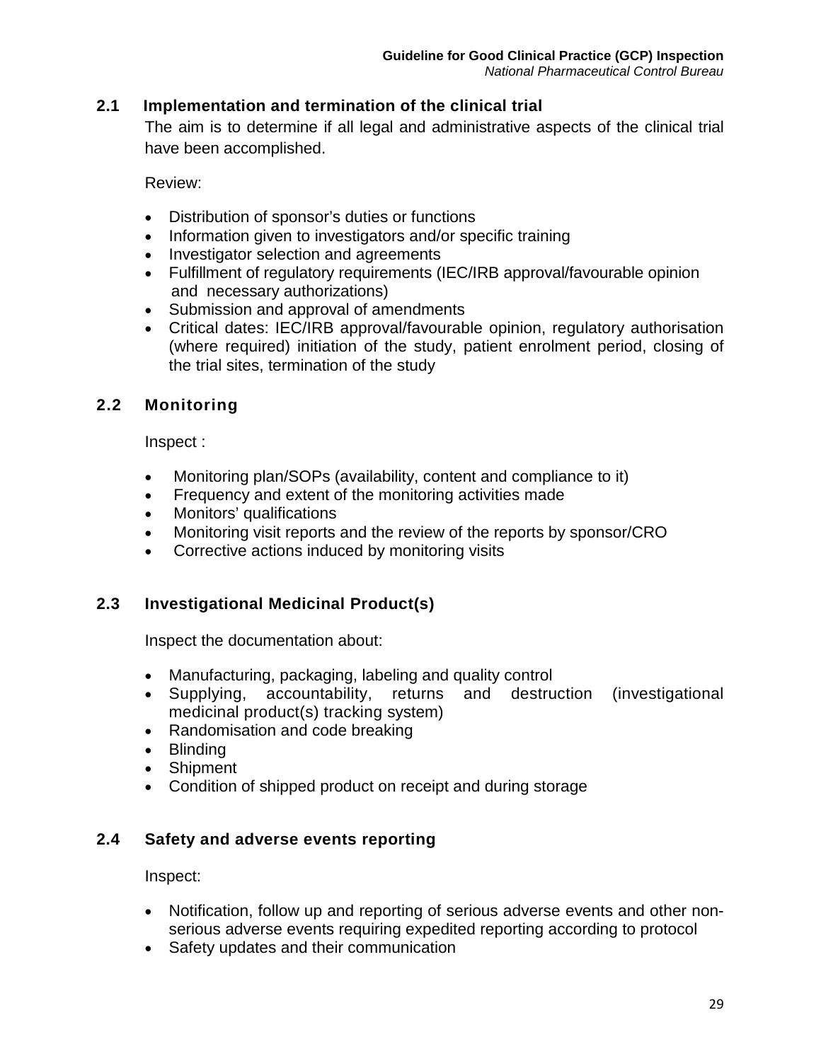## 2.1 Implementation and termination of the clinical trial

The aim is to determine if all legal and administrative aspects of the clinical trial have been accomplished.

Review:

- Distribution of sponsor's duties or functions
- Information given to investigators and/or specific training
- Investigator selection and agreements
- Fulfillment of regulatory requirements (IEC/IRB approval/favourable opinion and necessary authorizations)
- Submission and approval of amendments
- Critical dates: IEC/IRB approval/favourable opinion, regulatory authorisation (where required) initiation of the study, patient enrolment period, closing of the trial sites, termination of the study

## 2.2 Monitoring

Inspect :

- Monitoring plan/SOPs (availability, content and compliance to it)
- Frequency and extent of the monitoring activities made
- Monitors' qualifications
- Monitoring visit reports and the review of the reports by sponsor/CRO
- Corrective actions induced by monitoring visits

## 2.3 Investigational Medicinal Product(s)

Inspect the documentation about:

- Manufacturing, packaging, labeling and quality control
- Supplying, accountability, returns and destruction (investigational medicinal product(s) tracking system)
- Randomisation and code breaking
- Blinding
- Shipment
- Condition of shipped product on receipt and during storage

## 2.4 Safety and adverse events reporting

Inspect:

- Notification, follow up and reporting of serious adverse events and other non-serious adverse events requiring expedited reporting according to protocol
- Safety updates and their communication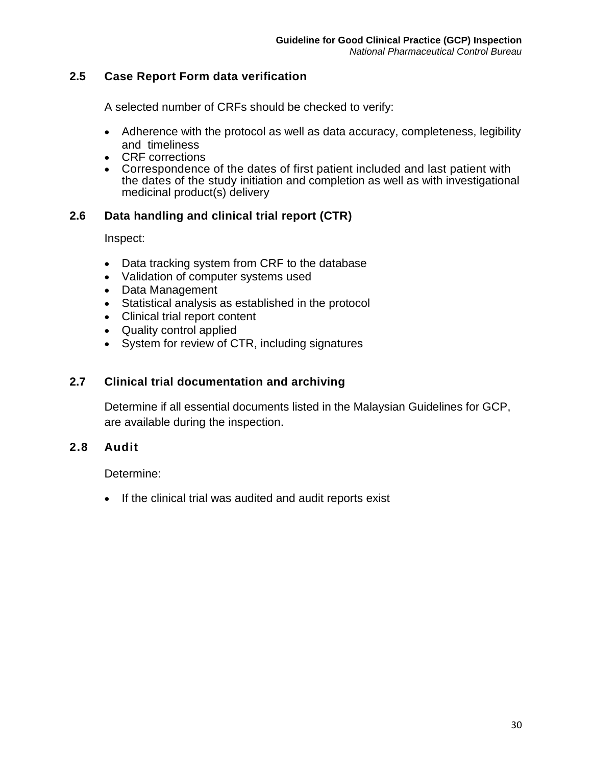## 2.5 Case Report Form data verification

A selected number of CRFs should be checked to verify:

- Adherence with the protocol as well as data accuracy, completeness, legibility and timeliness
- CRF corrections
- Correspondence of the dates of first patient included and last patient with the dates of the study initiation and completion as well as with investigational medicinal product(s) delivery

## 2.6 Data handling and clinical trial report (CTR)

Inspect:

- Data tracking system from CRF to the database
- Validation of computer systems used
- Data Management
- Statistical analysis as established in the protocol
- Clinical trial report content
- Quality control applied
- System for review of CTR, including signatures

## 2.7 Clinical trial documentation and archiving

Determine if all essential documents listed in the Malaysian Guidelines for GCP, are available during the inspection.

## 2.8 Audit

Determine:

- If the clinical trial was audited and audit reports exist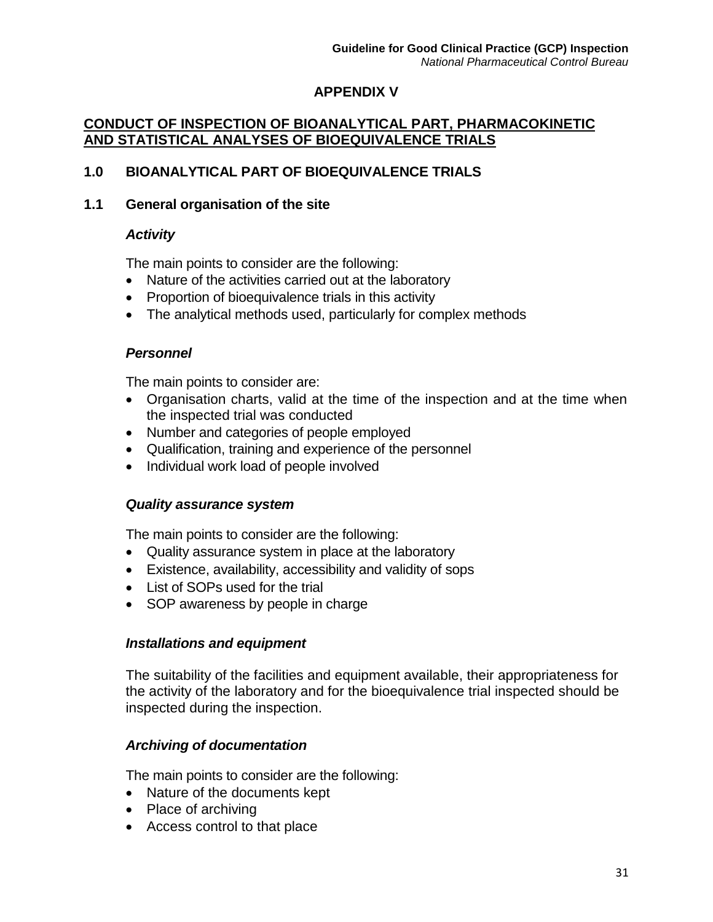## APPENDIX V

## CONDUCT OF INSPECTION OF BIOANALYTICAL PART, PHARMACOKINETIC AND STATISTICAL ANALYSES OF BIOEQUIVALENCE TRIALS

### 1.0 BIOANALYTICAL PART OF BIOEQUIVALENCE TRIALS

### 1.1 General organisation of the site

***Activity***

The main points to consider are the following:

- Nature of the activities carried out at the laboratory
- Proportion of bioequivalence trials in this activity
- The analytical methods used, particularly for complex methods

***Personnel***

The main points to consider are:

- Organisation charts, valid at the time of the inspection and at the time when the inspected trial was conducted
- Number and categories of people employed
- Qualification, training and experience of the personnel
- Individual work load of people involved

***Quality assurance system***

The main points to consider are the following:

- Quality assurance system in place at the laboratory
- Existence, availability, accessibility and validity of sops
- List of SOPs used for the trial
- SOP awareness by people in charge

***Installations and equipment***

The suitability of the facilities and equipment available, their appropriateness for the activity of the laboratory and for the bioequivalence trial inspected should be inspected during the inspection.

***Archiving of documentation***

The main points to consider are the following:

- Nature of the documents kept
- Place of archiving
- Access control to that place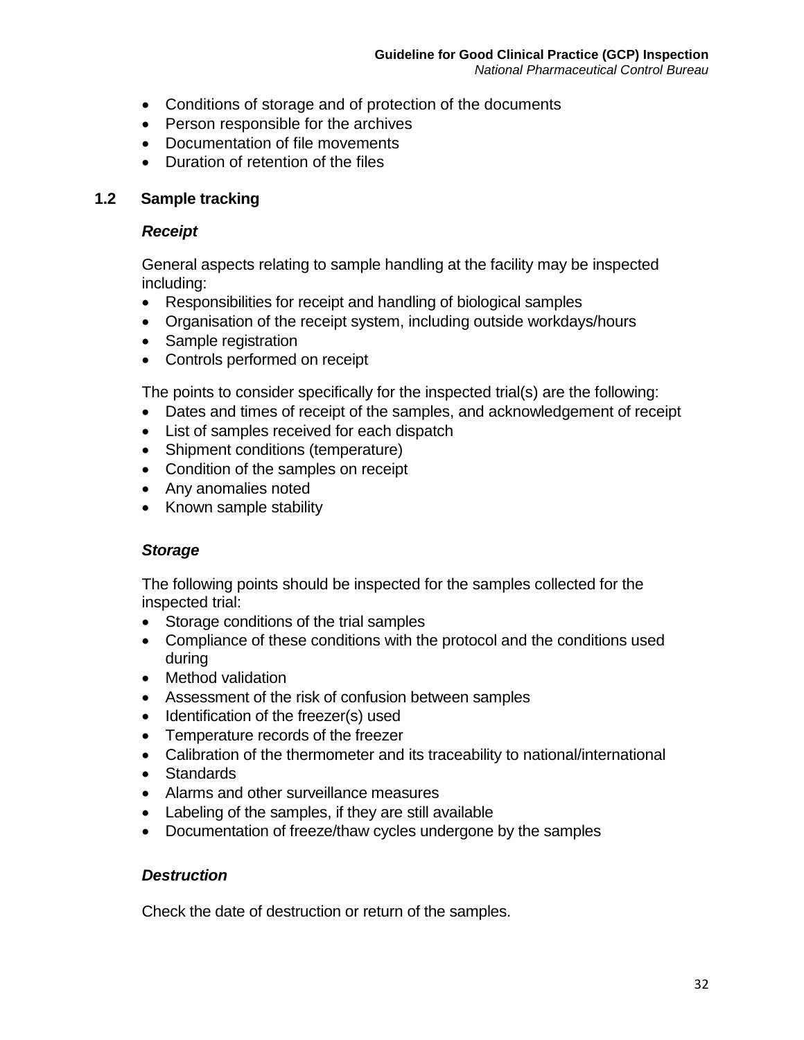- Conditions of storage and of protection of the documents
- Person responsible for the archives
- Documentation of file movements
- Duration of retention of the files

### 1.2 Sample tracking

***Receipt***

General aspects relating to sample handling at the facility may be inspected including:

- Responsibilities for receipt and handling of biological samples
- Organisation of the receipt system, including outside workdays/hours
- Sample registration
- Controls performed on receipt

The points to consider specifically for the inspected trial(s) are the following:

- Dates and times of receipt of the samples, and acknowledgement of receipt
- List of samples received for each dispatch
- Shipment conditions (temperature)
- Condition of the samples on receipt
- Any anomalies noted
- Known sample stability

***Storage***

The following points should be inspected for the samples collected for the inspected trial:

- Storage conditions of the trial samples
- Compliance of these conditions with the protocol and the conditions used during
- Method validation
- Assessment of the risk of confusion between samples
- Identification of the freezer(s) used
- Temperature records of the freezer
- Calibration of the thermometer and its traceability to national/international
- Standards
- Alarms and other surveillance measures
- Labeling of the samples, if they are still available
- Documentation of freeze/thaw cycles undergone by the samples

***Destruction***

Check the date of destruction or return of the samples.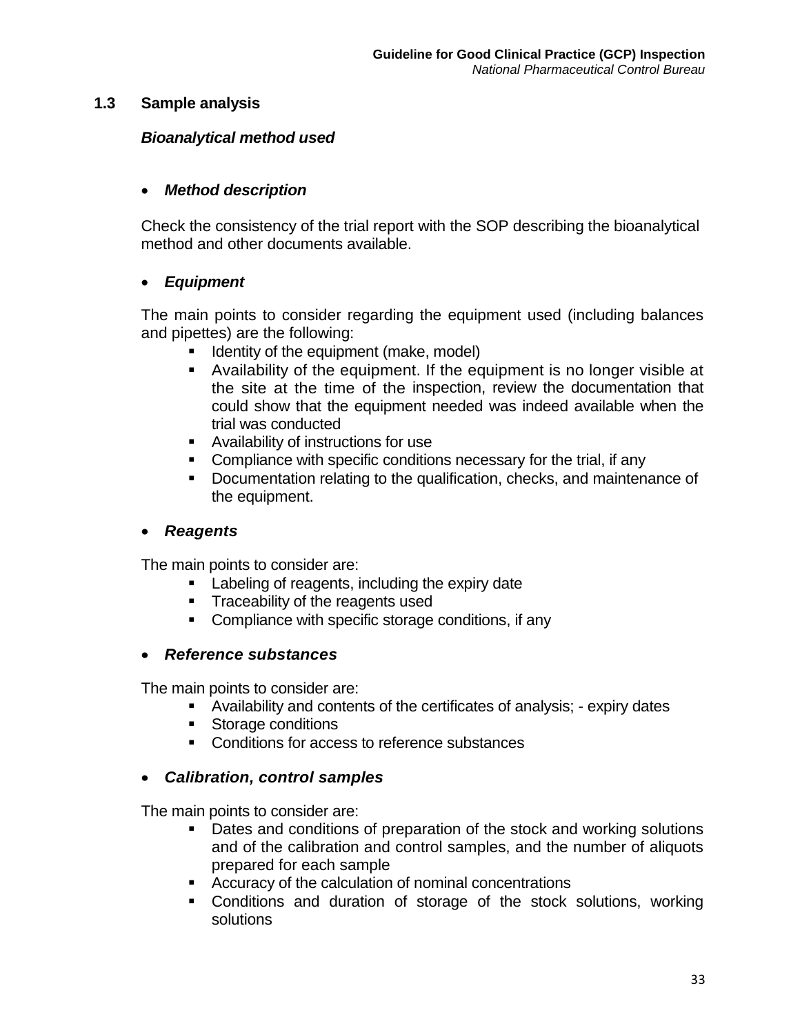### 1.3 Sample analysis

***Bioanalytical method used***

- ***Method description***

  Check the consistency of the trial report with the SOP describing the bioanalytical method and other documents available.

- ***Equipment***

  The main points to consider regarding the equipment used (including balances and pipettes) are the following:

  - Identity of the equipment (make, model)
  - Availability of the equipment. If the equipment is no longer visible at the site at the time of the inspection, review the documentation that could show that the equipment needed was indeed available when the trial was conducted
  - Availability of instructions for use
  - Compliance with specific conditions necessary for the trial, if any
  - Documentation relating to the qualification, checks, and maintenance of the equipment.

- ***Reagents***

  The main points to consider are:

  - Labeling of reagents, including the expiry date
  - Traceability of the reagents used
  - Compliance with specific storage conditions, if any

- ***Reference substances***

  The main points to consider are:

  - Availability and contents of the certificates of analysis; - expiry dates
  - Storage conditions
  - Conditions for access to reference substances

- ***Calibration, control samples***

  The main points to consider are:

  - Dates and conditions of preparation of the stock and working solutions and of the calibration and control samples, and the number of aliquots prepared for each sample
  - Accuracy of the calculation of nominal concentrations
  - Conditions and duration of storage of the stock solutions, working solutions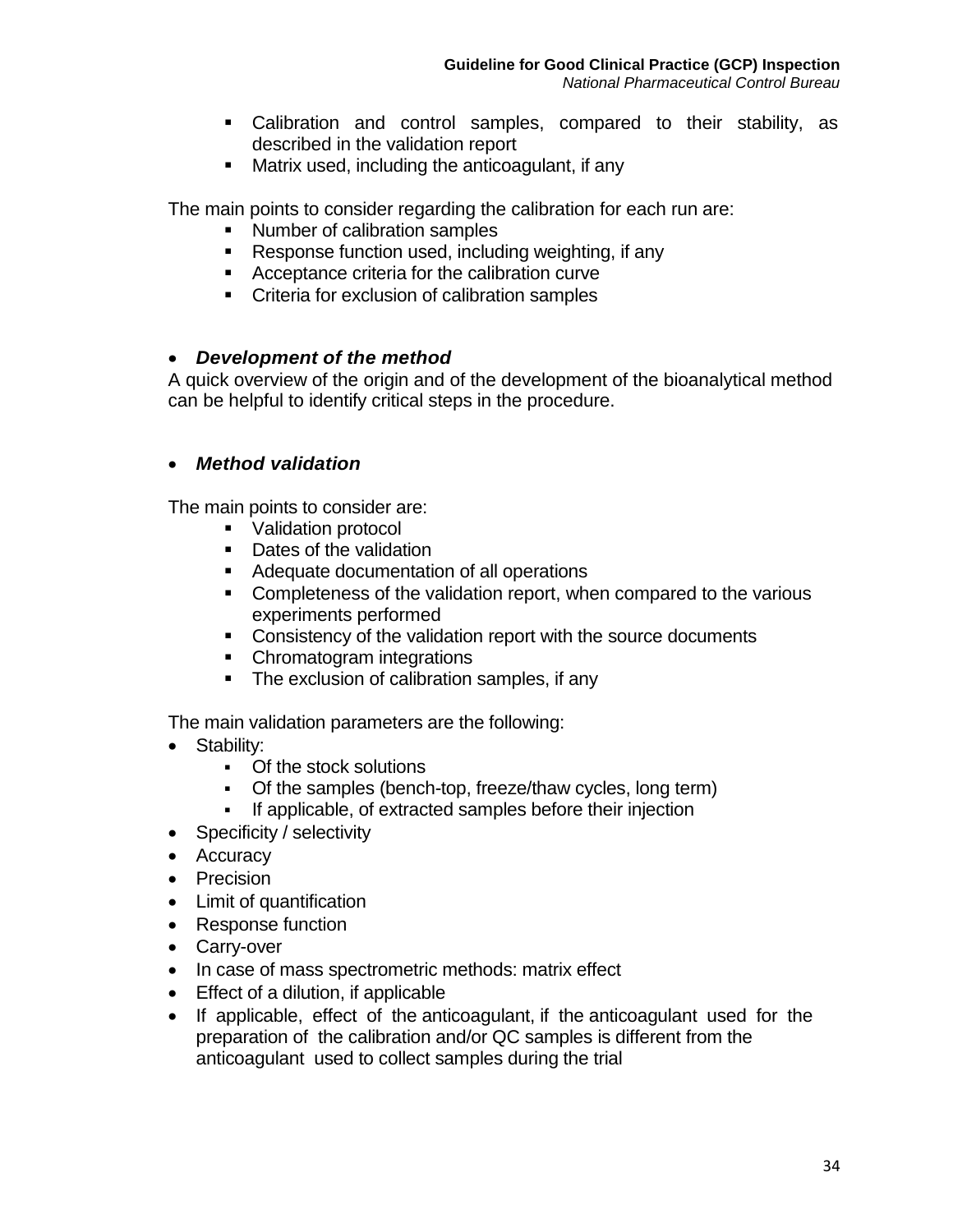- Calibration and control samples, compared to their stability, as described in the validation report
- Matrix used, including the anticoagulant, if any

The main points to consider regarding the calibration for each run are:

- Number of calibration samples
- Response function used, including weighting, if any
- Acceptance criteria for the calibration curve
- Criteria for exclusion of calibration samples

- ***Development of the method***

A quick overview of the origin and of the development of the bioanalytical method can be helpful to identify critical steps in the procedure.

- ***Method validation***

The main points to consider are:

- Validation protocol
- Dates of the validation
- Adequate documentation of all operations
- Completeness of the validation report, when compared to the various experiments performed
- Consistency of the validation report with the source documents
- Chromatogram integrations
- The exclusion of calibration samples, if any

The main validation parameters are the following:

- Stability:
  - Of the stock solutions
  - Of the samples (bench-top, freeze/thaw cycles, long term)
  - If applicable, of extracted samples before their injection
- Specificity / selectivity
- Accuracy
- Precision
- Limit of quantification
- Response function
- Carry-over
- In case of mass spectrometric methods: matrix effect
- Effect of a dilution, if applicable
- If applicable, effect of the anticoagulant, if the anticoagulant used for the preparation of the calibration and/or QC samples is different from the anticoagulant used to collect samples during the trial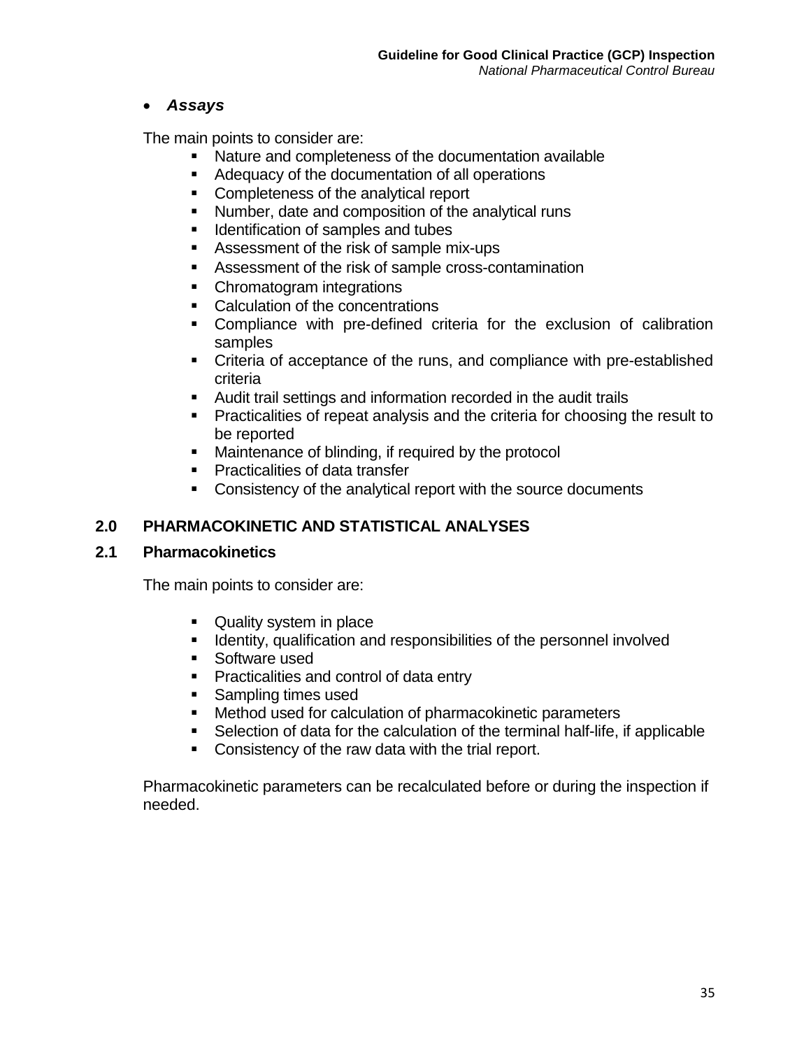- ***Assays***

The main points to consider are:

- Nature and completeness of the documentation available
- Adequacy of the documentation of all operations
- Completeness of the analytical report
- Number, date and composition of the analytical runs
- Identification of samples and tubes
- Assessment of the risk of sample mix-ups
- Assessment of the risk of sample cross-contamination
- Chromatogram integrations
- Calculation of the concentrations
- Compliance with pre-defined criteria for the exclusion of calibration samples
- Criteria of acceptance of the runs, and compliance with pre-established criteria
- Audit trail settings and information recorded in the audit trails
- Practicalities of repeat analysis and the criteria for choosing the result to be reported
- Maintenance of blinding, if required by the protocol
- Practicalities of data transfer
- Consistency of the analytical report with the source documents

## 2.0 PHARMACOKINETIC AND STATISTICAL ANALYSES

### 2.1 Pharmacokinetics

The main points to consider are:

- Quality system in place
- Identity, qualification and responsibilities of the personnel involved
- Software used
- Practicalities and control of data entry
- Sampling times used
- Method used for calculation of pharmacokinetic parameters
- Selection of data for the calculation of the terminal half-life, if applicable
- Consistency of the raw data with the trial report.

Pharmacokinetic parameters can be recalculated before or during the inspection if needed.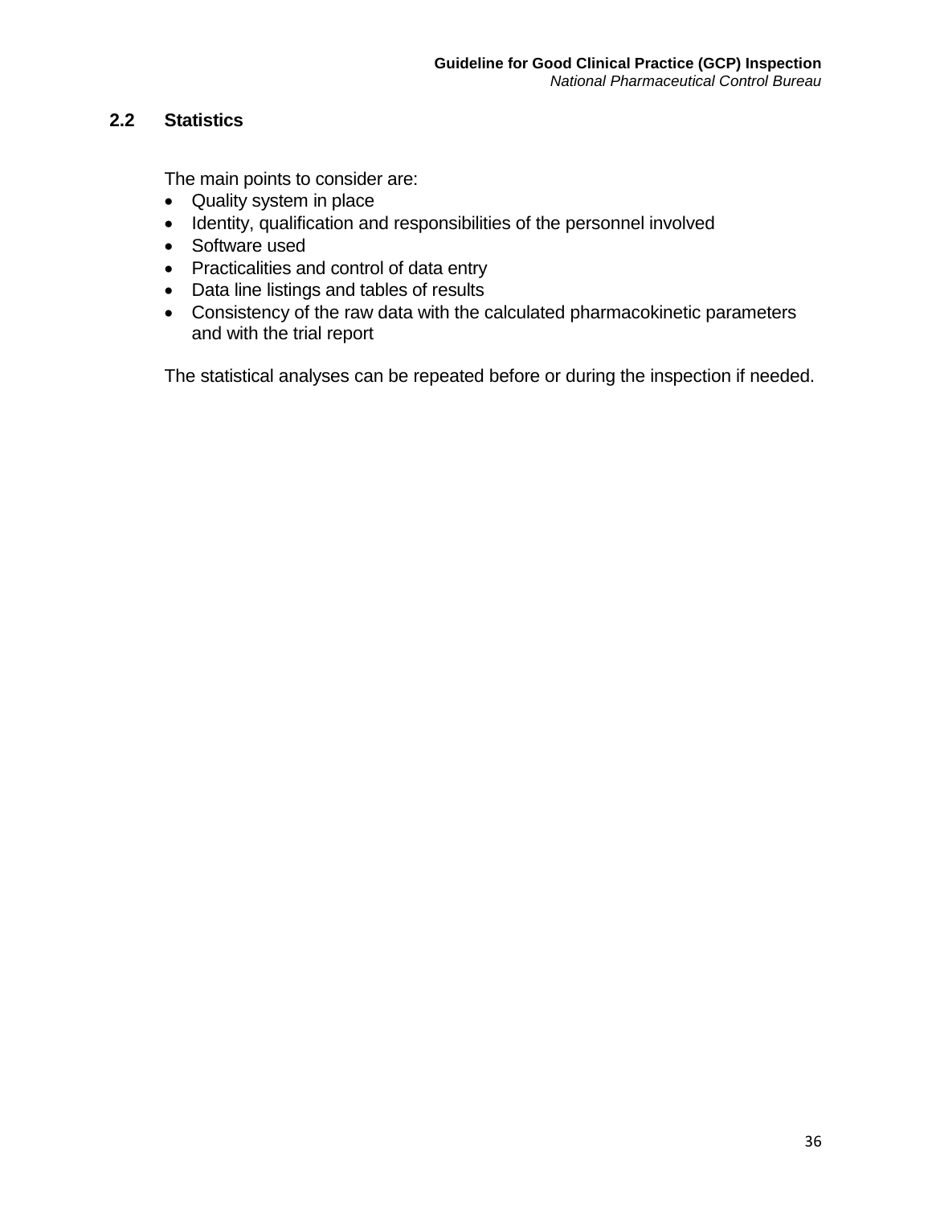## 2.2 Statistics

The main points to consider are:

- Quality system in place
- Identity, qualification and responsibilities of the personnel involved
- Software used
- Practicalities and control of data entry
- Data line listings and tables of results
- Consistency of the raw data with the calculated pharmacokinetic parameters and with the trial report

The statistical analyses can be repeated before or during the inspection if needed.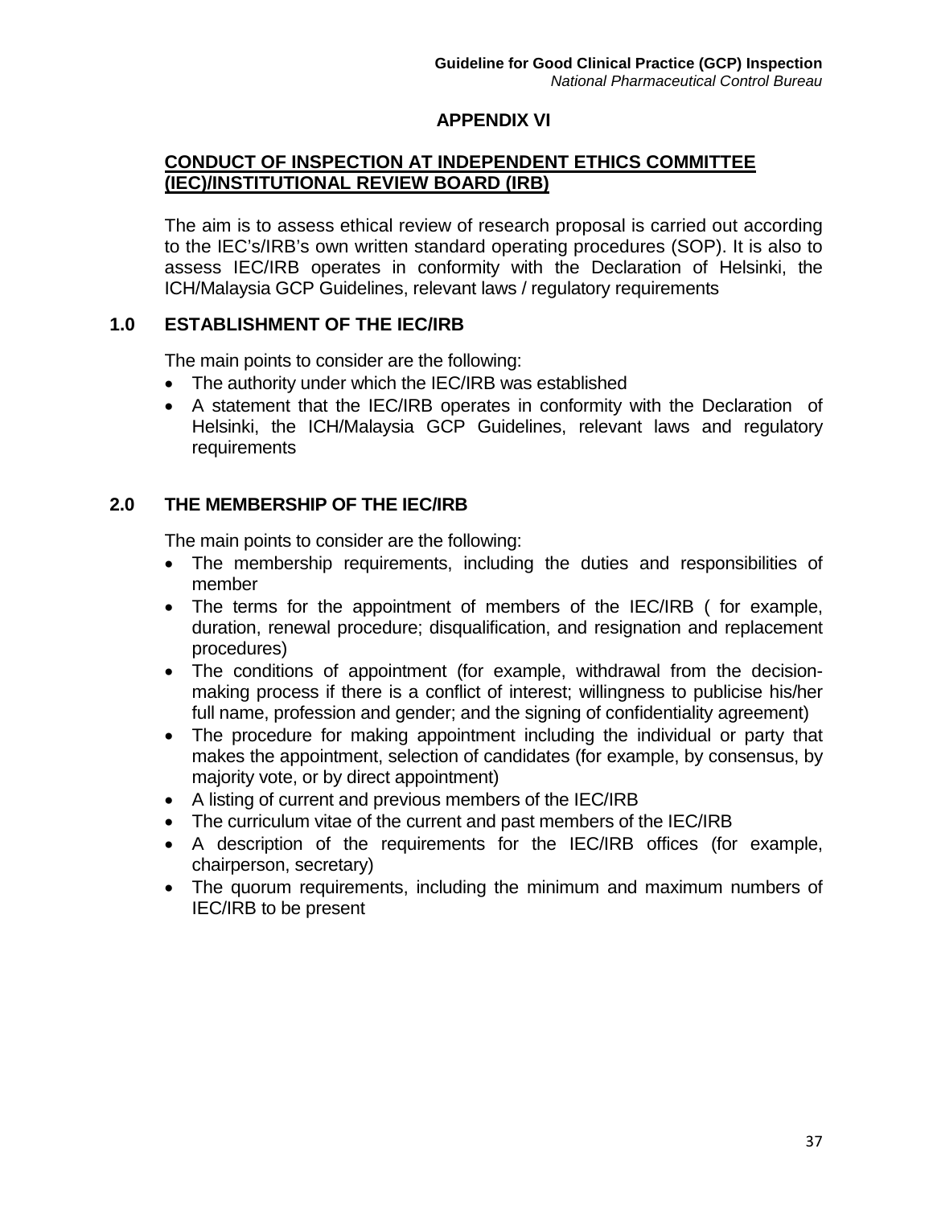## APPENDIX VI

### CONDUCT OF INSPECTION AT INDEPENDENT ETHICS COMMITTEE (IEC)/INSTITUTIONAL REVIEW BOARD (IRB)

The aim is to assess ethical review of research proposal is carried out according to the IEC's/IRB's own written standard operating procedures (SOP). It is also to assess IEC/IRB operates in conformity with the Declaration of Helsinki, the ICH/Malaysia GCP Guidelines, relevant laws / regulatory requirements

### 1.0 ESTABLISHMENT OF THE IEC/IRB

The main points to consider are the following:

- The authority under which the IEC/IRB was established
- A statement that the IEC/IRB operates in conformity with the Declaration of Helsinki, the ICH/Malaysia GCP Guidelines, relevant laws and regulatory requirements

### 2.0 THE MEMBERSHIP OF THE IEC/IRB

The main points to consider are the following:

- The membership requirements, including the duties and responsibilities of member
- The terms for the appointment of members of the IEC/IRB ( for example, duration, renewal procedure; disqualification, and resignation and replacement procedures)
- The conditions of appointment (for example, withdrawal from the decision-making process if there is a conflict of interest; willingness to publicise his/her full name, profession and gender; and the signing of confidentiality agreement)
- The procedure for making appointment including the individual or party that makes the appointment, selection of candidates (for example, by consensus, by majority vote, or by direct appointment)
- A listing of current and previous members of the IEC/IRB
- The curriculum vitae of the current and past members of the IEC/IRB
- A description of the requirements for the IEC/IRB offices (for example, chairperson, secretary)
- The quorum requirements, including the minimum and maximum numbers of IEC/IRB to be present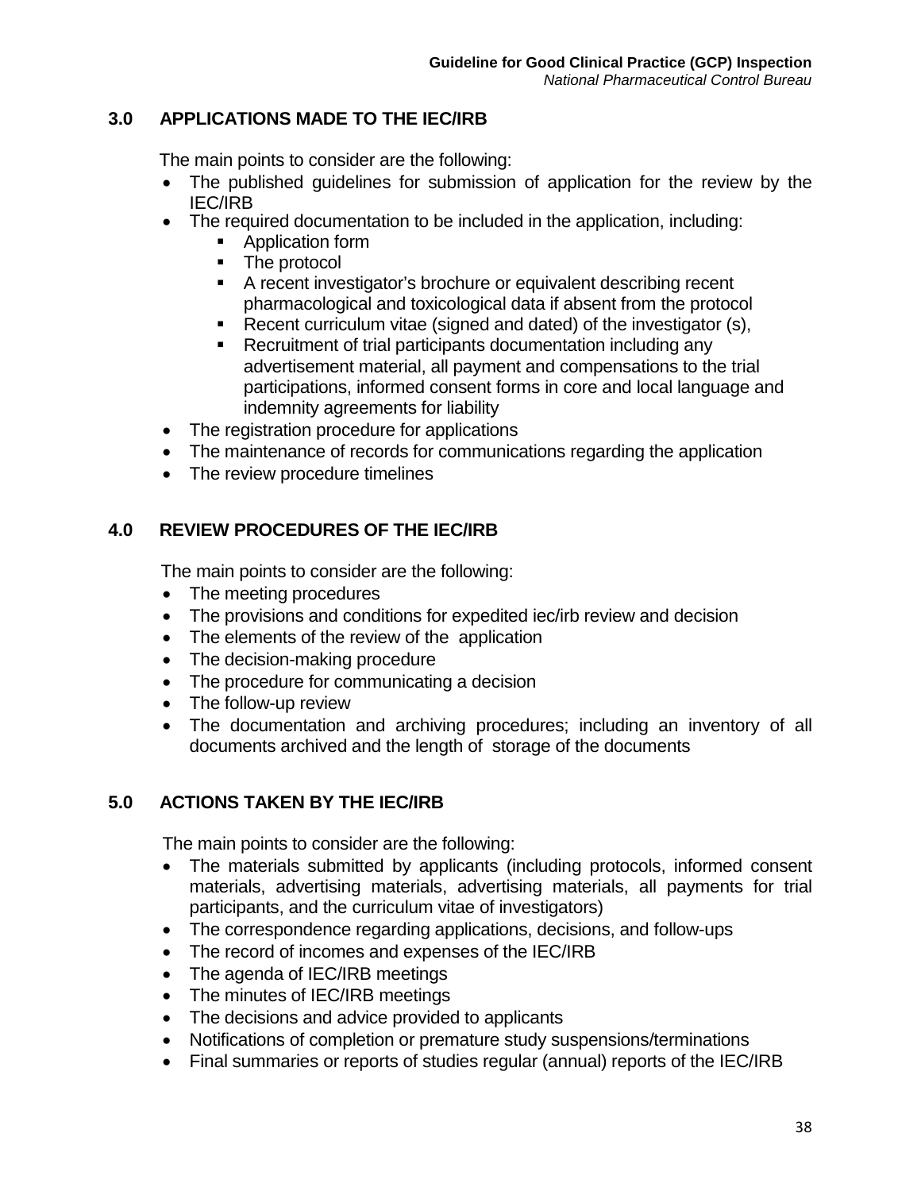## 3.0 APPLICATIONS MADE TO THE IEC/IRB

The main points to consider are the following:

- The published guidelines for submission of application for the review by the IEC/IRB
- The required documentation to be included in the application, including:
  - Application form
  - The protocol
  - A recent investigator's brochure or equivalent describing recent pharmacological and toxicological data if absent from the protocol
  - Recent curriculum vitae (signed and dated) of the investigator (s),
  - Recruitment of trial participants documentation including any advertisement material, all payment and compensations to the trial participations, informed consent forms in core and local language and indemnity agreements for liability
- The registration procedure for applications
- The maintenance of records for communications regarding the application
- The review procedure timelines

## 4.0 REVIEW PROCEDURES OF THE IEC/IRB

The main points to consider are the following:

- The meeting procedures
- The provisions and conditions for expedited iec/irb review and decision
- The elements of the review of the application
- The decision-making procedure
- The procedure for communicating a decision
- The follow-up review
- The documentation and archiving procedures; including an inventory of all documents archived and the length of storage of the documents

## 5.0 ACTIONS TAKEN BY THE IEC/IRB

The main points to consider are the following:

- The materials submitted by applicants (including protocols, informed consent materials, advertising materials, advertising materials, all payments for trial participants, and the curriculum vitae of investigators)
- The correspondence regarding applications, decisions, and follow-ups
- The record of incomes and expenses of the IEC/IRB
- The agenda of IEC/IRB meetings
- The minutes of IEC/IRB meetings
- The decisions and advice provided to applicants
- Notifications of completion or premature study suspensions/terminations
- Final summaries or reports of studies regular (annual) reports of the IEC/IRB